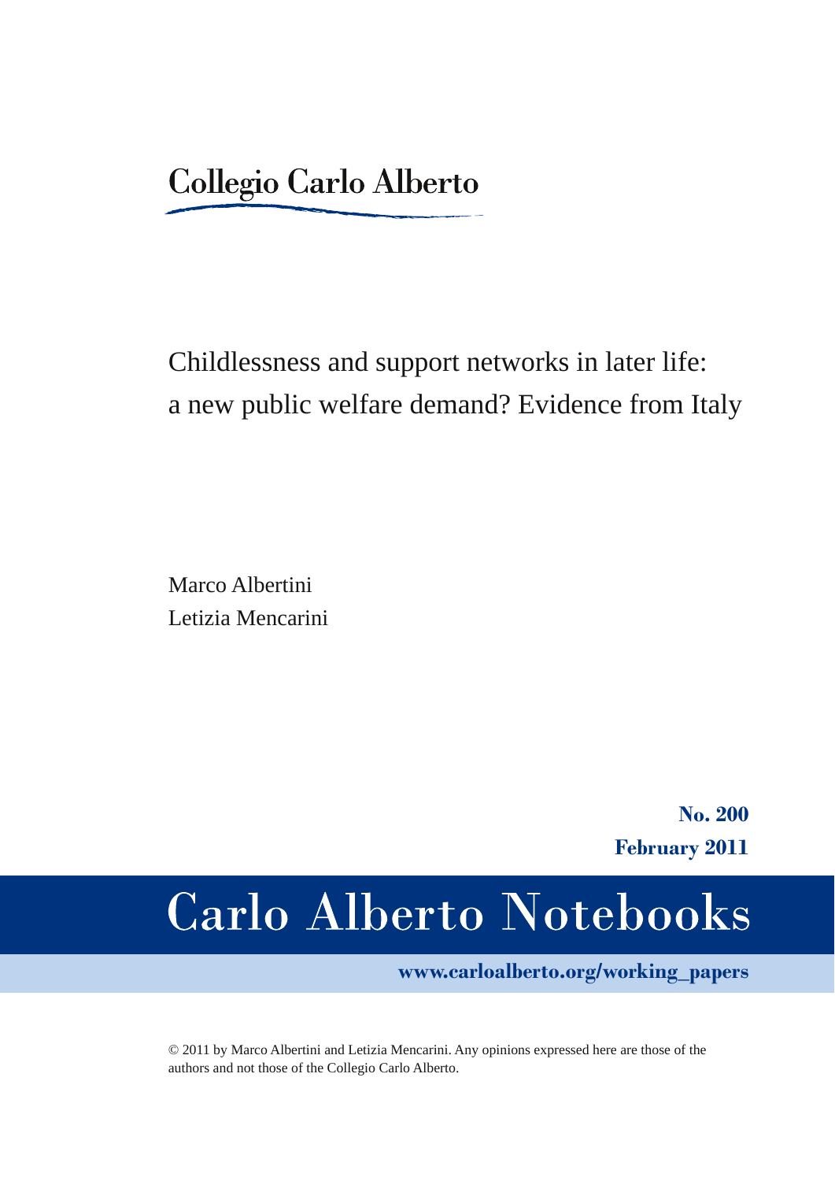Collegio Carlo Alberto

# Childlessness and support networks in later life: a new public welfare demand? Evidence from Italy

Marco Albertini
Letizia Mencarini

**No. 200**
**February 2011**

# Carlo Alberto Notebooks

**www.carloalberto.org/working_papers**

© 2011 by Marco Albertini and Letizia Mencarini. Any opinions expressed here are those of the authors and not those of the Collegio Carlo Alberto.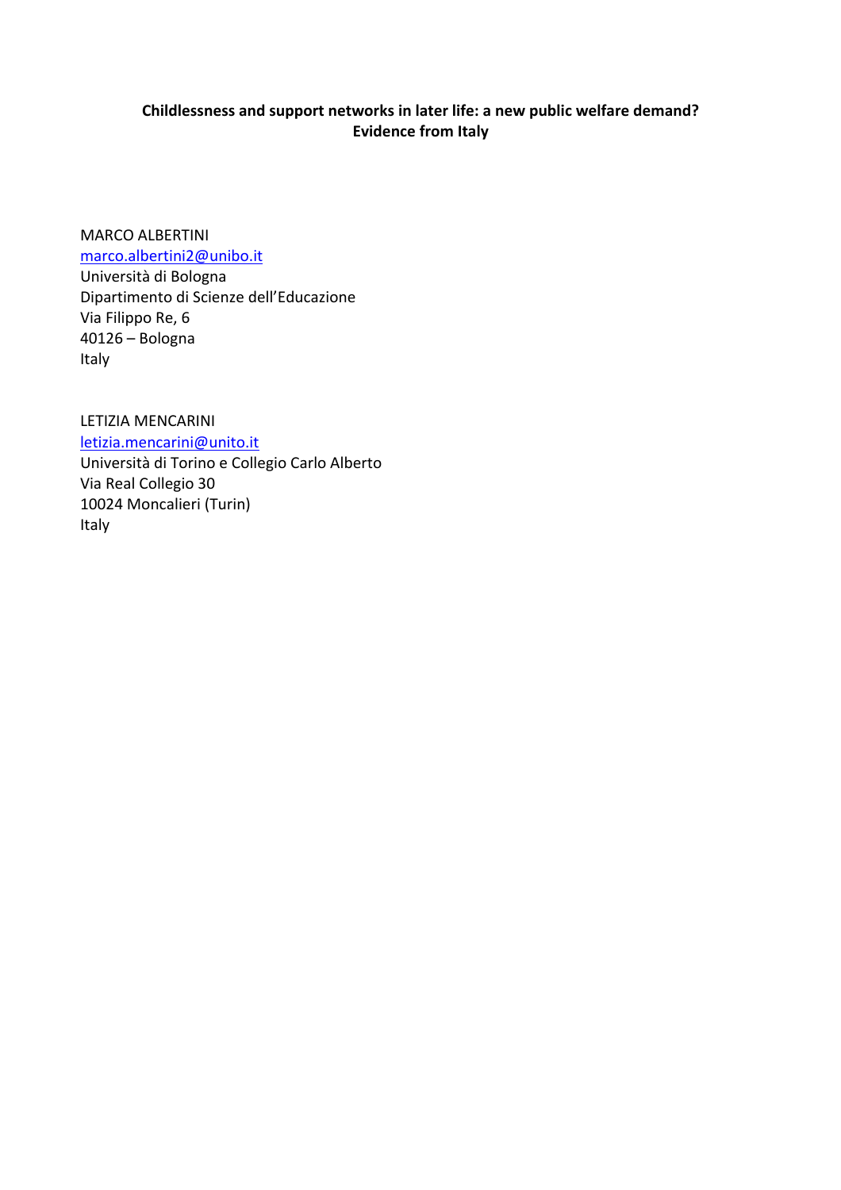**Childlessness and support networks in later life: a new public welfare demand? Evidence from Italy**

MARCO ALBERTINI
marco.albertini2@unibo.it
Università di Bologna
Dipartimento di Scienze dell'Educazione
Via Filippo Re, 6
40126 – Bologna
Italy

LETIZIA MENCARINI
letizia.mencarini@unito.it
Università di Torino e Collegio Carlo Alberto
Via Real Collegio 30
10024 Moncalieri (Turin)
Italy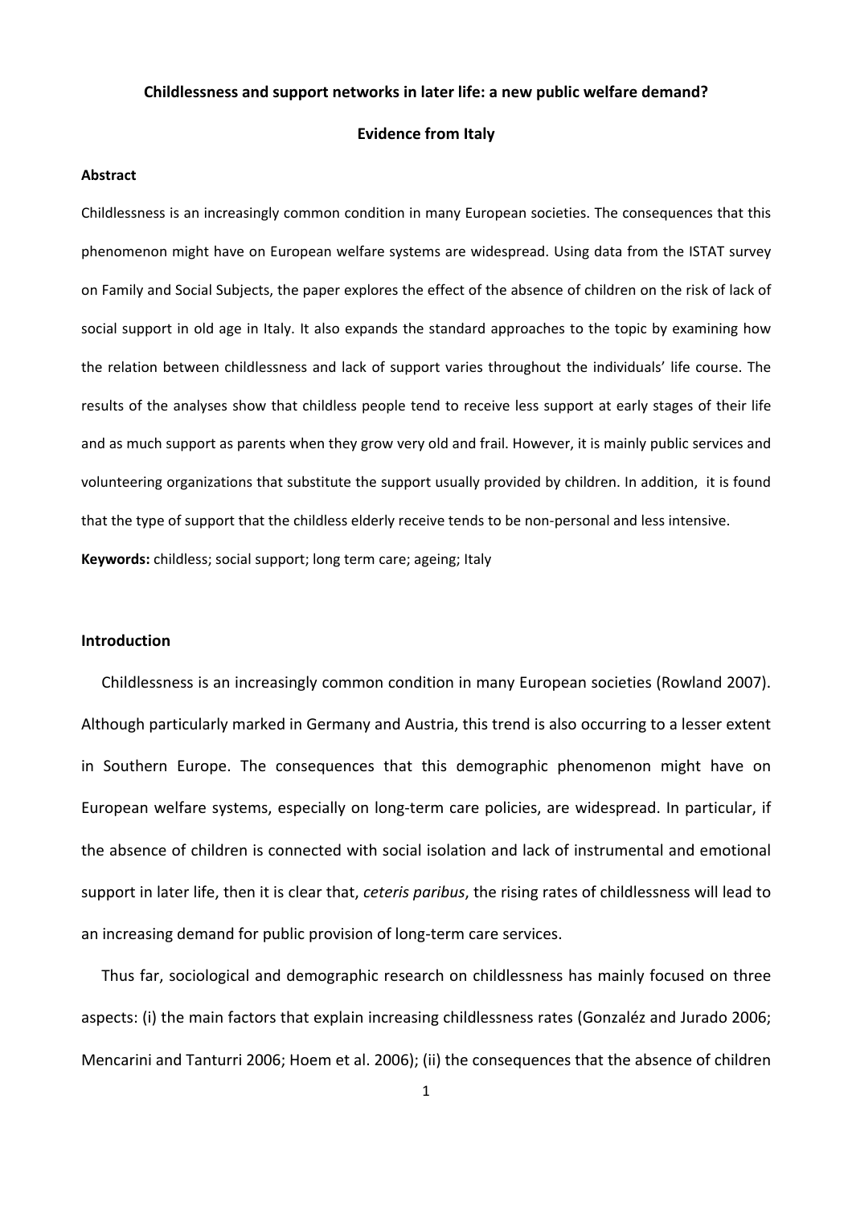**Childlessness and support networks in later life: a new public welfare demand?**

**Evidence from Italy**

**Abstract**

Childlessness is an increasingly common condition in many European societies. The consequences that this phenomenon might have on European welfare systems are widespread. Using data from the ISTAT survey on Family and Social Subjects, the paper explores the effect of the absence of children on the risk of lack of social support in old age in Italy. It also expands the standard approaches to the topic by examining how the relation between childlessness and lack of support varies throughout the individuals' life course. The results of the analyses show that childless people tend to receive less support at early stages of their life and as much support as parents when they grow very old and frail. However, it is mainly public services and volunteering organizations that substitute the support usually provided by children. In addition, it is found that the type of support that the childless elderly receive tends to be non-personal and less intensive.

**Keywords:** childless; social support; long term care; ageing; Italy

## Introduction

Childlessness is an increasingly common condition in many European societies (Rowland 2007). Although particularly marked in Germany and Austria, this trend is also occurring to a lesser extent in Southern Europe. The consequences that this demographic phenomenon might have on European welfare systems, especially on long-term care policies, are widespread. In particular, if the absence of children is connected with social isolation and lack of instrumental and emotional support in later life, then it is clear that, *ceteris paribus*, the rising rates of childlessness will lead to an increasing demand for public provision of long-term care services.

Thus far, sociological and demographic research on childlessness has mainly focused on three aspects: (i) the main factors that explain increasing childlessness rates (Gonzaléz and Jurado 2006; Mencarini and Tanturri 2006; Hoem et al. 2006); (ii) the consequences that the absence of children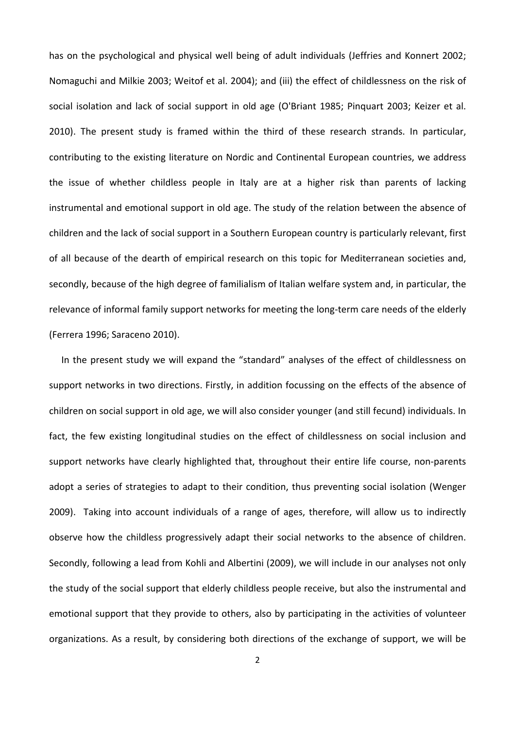has on the psychological and physical well being of adult individuals (Jeffries and Konnert 2002; Nomaguchi and Milkie 2003; Weitof et al. 2004); and (iii) the effect of childlessness on the risk of social isolation and lack of social support in old age (O'Briant 1985; Pinquart 2003; Keizer et al. 2010). The present study is framed within the third of these research strands. In particular, contributing to the existing literature on Nordic and Continental European countries, we address the issue of whether childless people in Italy are at a higher risk than parents of lacking instrumental and emotional support in old age. The study of the relation between the absence of children and the lack of social support in a Southern European country is particularly relevant, first of all because of the dearth of empirical research on this topic for Mediterranean societies and, secondly, because of the high degree of familialism of Italian welfare system and, in particular, the relevance of informal family support networks for meeting the long-term care needs of the elderly (Ferrera 1996; Saraceno 2010).

In the present study we will expand the "standard" analyses of the effect of childlessness on support networks in two directions. Firstly, in addition focussing on the effects of the absence of children on social support in old age, we will also consider younger (and still fecund) individuals. In fact, the few existing longitudinal studies on the effect of childlessness on social inclusion and support networks have clearly highlighted that, throughout their entire life course, non-parents adopt a series of strategies to adapt to their condition, thus preventing social isolation (Wenger 2009). Taking into account individuals of a range of ages, therefore, will allow us to indirectly observe how the childless progressively adapt their social networks to the absence of children. Secondly, following a lead from Kohli and Albertini (2009), we will include in our analyses not only the study of the social support that elderly childless people receive, but also the instrumental and emotional support that they provide to others, also by participating in the activities of volunteer organizations. As a result, by considering both directions of the exchange of support, we will be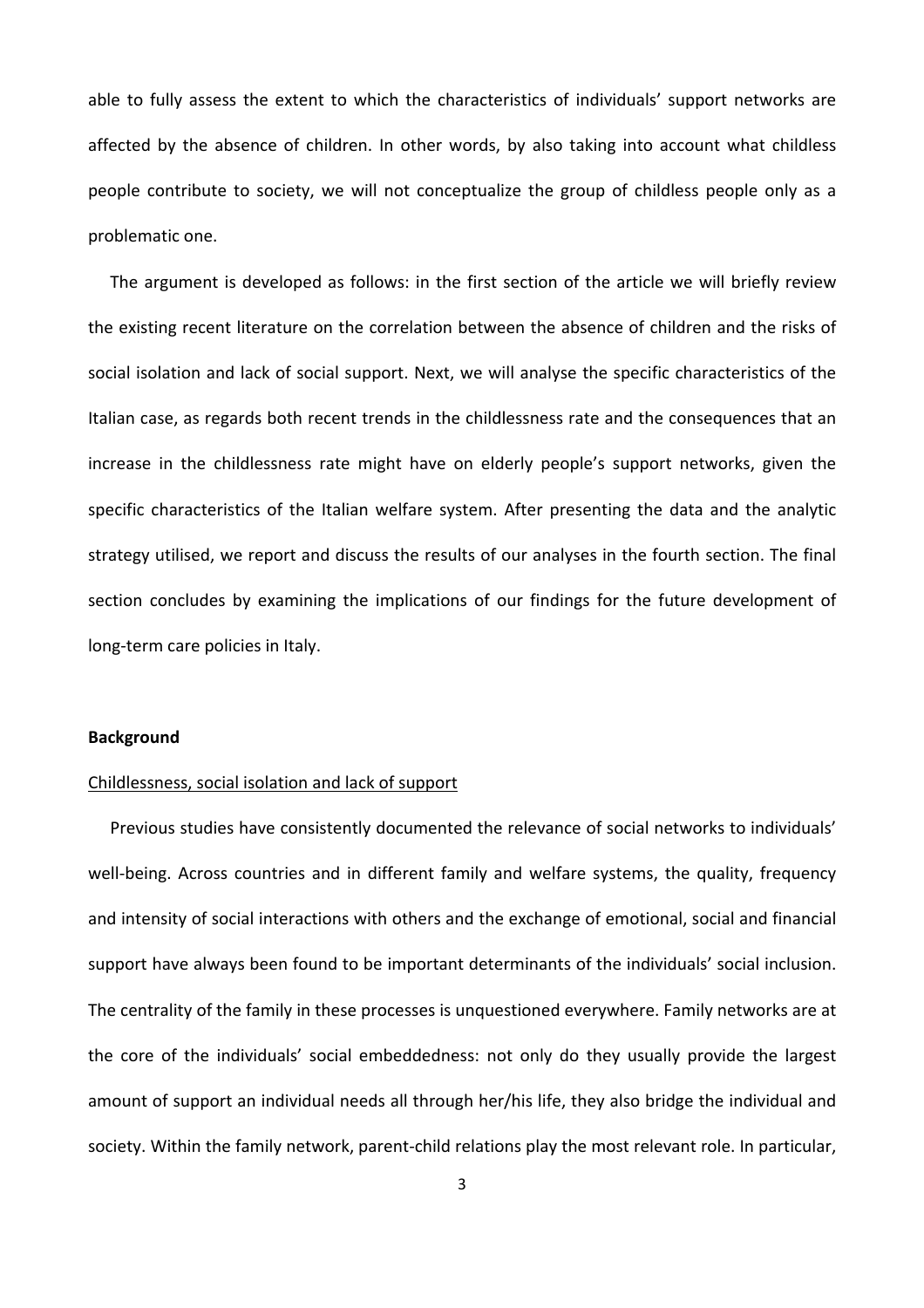able to fully assess the extent to which the characteristics of individuals' support networks are affected by the absence of children. In other words, by also taking into account what childless people contribute to society, we will not conceptualize the group of childless people only as a problematic one.

The argument is developed as follows: in the first section of the article we will briefly review the existing recent literature on the correlation between the absence of children and the risks of social isolation and lack of social support. Next, we will analyse the specific characteristics of the Italian case, as regards both recent trends in the childlessness rate and the consequences that an increase in the childlessness rate might have on elderly people's support networks, given the specific characteristics of the Italian welfare system. After presenting the data and the analytic strategy utilised, we report and discuss the results of our analyses in the fourth section. The final section concludes by examining the implications of our findings for the future development of long-term care policies in Italy.

## Background

### Childlessness, social isolation and lack of support

Previous studies have consistently documented the relevance of social networks to individuals' well-being. Across countries and in different family and welfare systems, the quality, frequency and intensity of social interactions with others and the exchange of emotional, social and financial support have always been found to be important determinants of the individuals' social inclusion. The centrality of the family in these processes is unquestioned everywhere. Family networks are at the core of the individuals' social embeddedness: not only do they usually provide the largest amount of support an individual needs all through her/his life, they also bridge the individual and society. Within the family network, parent-child relations play the most relevant role. In particular,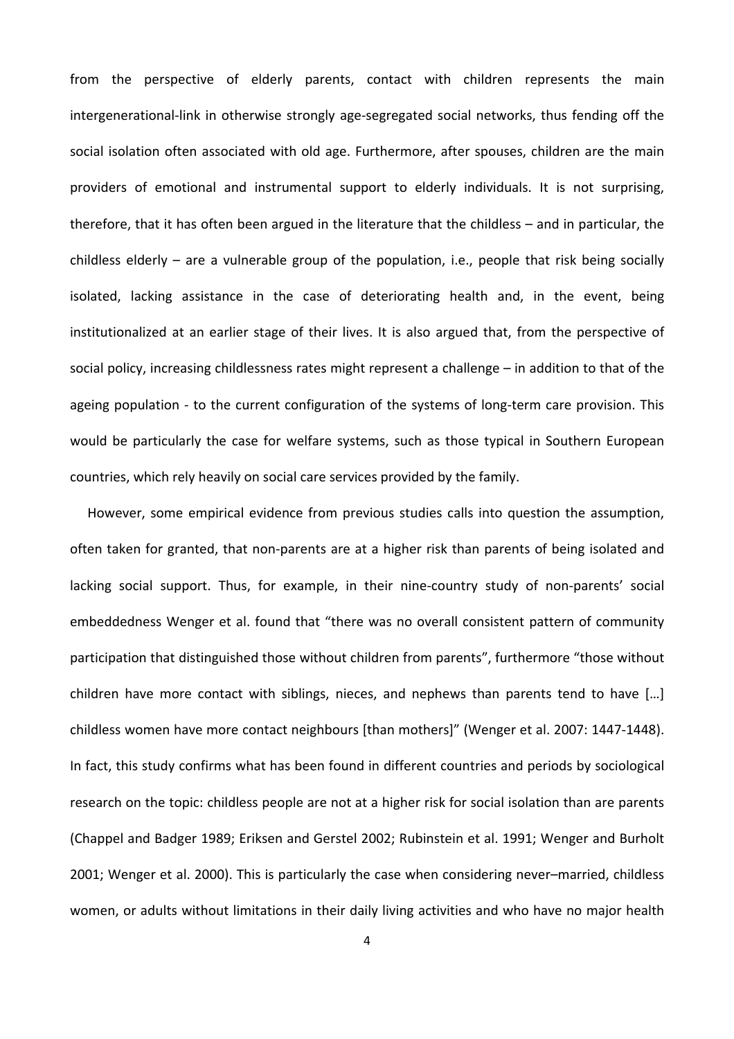from the perspective of elderly parents, contact with children represents the main intergenerational-link in otherwise strongly age-segregated social networks, thus fending off the social isolation often associated with old age. Furthermore, after spouses, children are the main providers of emotional and instrumental support to elderly individuals. It is not surprising, therefore, that it has often been argued in the literature that the childless – and in particular, the childless elderly – are a vulnerable group of the population, i.e., people that risk being socially isolated, lacking assistance in the case of deteriorating health and, in the event, being institutionalized at an earlier stage of their lives. It is also argued that, from the perspective of social policy, increasing childlessness rates might represent a challenge – in addition to that of the ageing population - to the current configuration of the systems of long-term care provision. This would be particularly the case for welfare systems, such as those typical in Southern European countries, which rely heavily on social care services provided by the family.

However, some empirical evidence from previous studies calls into question the assumption, often taken for granted, that non-parents are at a higher risk than parents of being isolated and lacking social support. Thus, for example, in their nine-country study of non-parents' social embeddedness Wenger et al. found that "there was no overall consistent pattern of community participation that distinguished those without children from parents", furthermore "those without children have more contact with siblings, nieces, and nephews than parents tend to have […] childless women have more contact neighbours [than mothers]" (Wenger et al. 2007: 1447-1448). In fact, this study confirms what has been found in different countries and periods by sociological research on the topic: childless people are not at a higher risk for social isolation than are parents (Chappel and Badger 1989; Eriksen and Gerstel 2002; Rubinstein et al. 1991; Wenger and Burholt 2001; Wenger et al. 2000). This is particularly the case when considering never–married, childless women, or adults without limitations in their daily living activities and who have no major health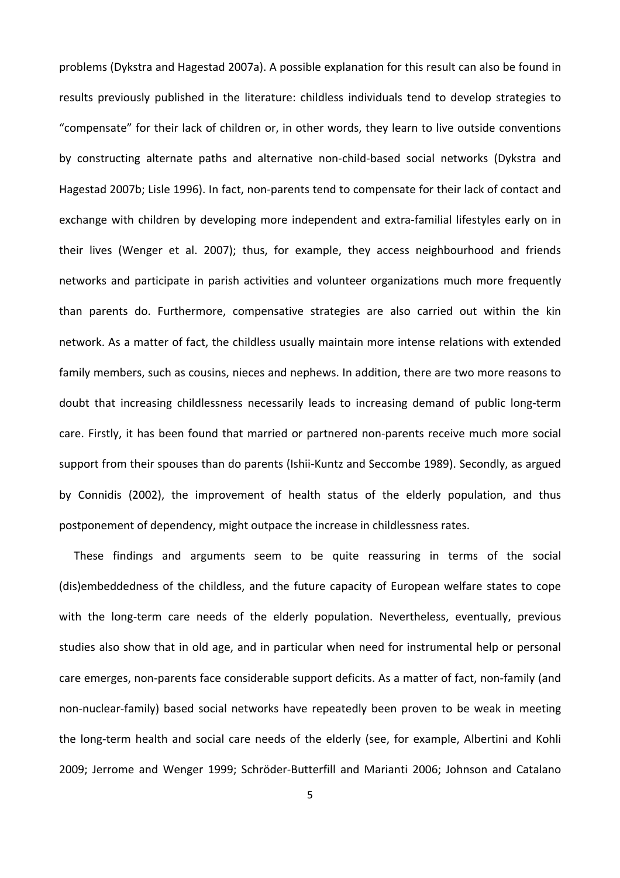problems (Dykstra and Hagestad 2007a). A possible explanation for this result can also be found in results previously published in the literature: childless individuals tend to develop strategies to "compensate" for their lack of children or, in other words, they learn to live outside conventions by constructing alternate paths and alternative non-child-based social networks (Dykstra and Hagestad 2007b; Lisle 1996). In fact, non-parents tend to compensate for their lack of contact and exchange with children by developing more independent and extra-familial lifestyles early on in their lives (Wenger et al. 2007); thus, for example, they access neighbourhood and friends networks and participate in parish activities and volunteer organizations much more frequently than parents do. Furthermore, compensative strategies are also carried out within the kin network. As a matter of fact, the childless usually maintain more intense relations with extended family members, such as cousins, nieces and nephews. In addition, there are two more reasons to doubt that increasing childlessness necessarily leads to increasing demand of public long-term care. Firstly, it has been found that married or partnered non-parents receive much more social support from their spouses than do parents (Ishii-Kuntz and Seccombe 1989). Secondly, as argued by Connidis (2002), the improvement of health status of the elderly population, and thus postponement of dependency, might outpace the increase in childlessness rates.

These findings and arguments seem to be quite reassuring in terms of the social (dis)embeddedness of the childless, and the future capacity of European welfare states to cope with the long-term care needs of the elderly population. Nevertheless, eventually, previous studies also show that in old age, and in particular when need for instrumental help or personal care emerges, non-parents face considerable support deficits. As a matter of fact, non-family (and non-nuclear-family) based social networks have repeatedly been proven to be weak in meeting the long-term health and social care needs of the elderly (see, for example, Albertini and Kohli 2009; Jerrome and Wenger 1999; Schröder-Butterfill and Marianti 2006; Johnson and Catalano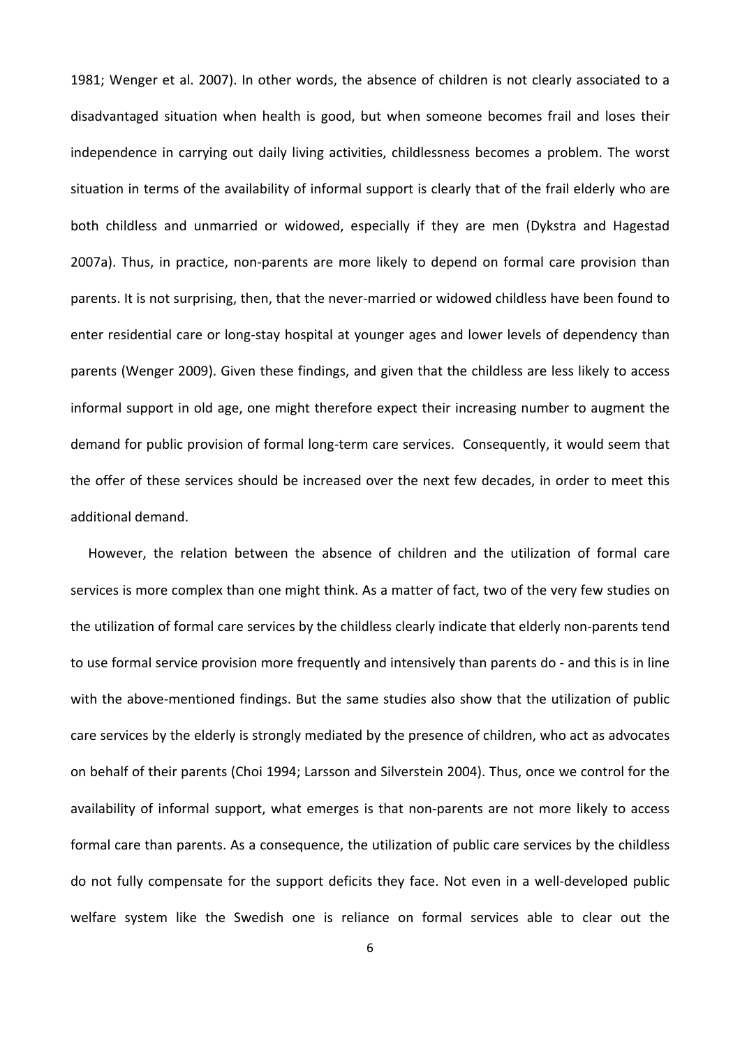1981; Wenger et al. 2007). In other words, the absence of children is not clearly associated to a disadvantaged situation when health is good, but when someone becomes frail and loses their independence in carrying out daily living activities, childlessness becomes a problem. The worst situation in terms of the availability of informal support is clearly that of the frail elderly who are both childless and unmarried or widowed, especially if they are men (Dykstra and Hagestad 2007a). Thus, in practice, non-parents are more likely to depend on formal care provision than parents. It is not surprising, then, that the never-married or widowed childless have been found to enter residential care or long-stay hospital at younger ages and lower levels of dependency than parents (Wenger 2009). Given these findings, and given that the childless are less likely to access informal support in old age, one might therefore expect their increasing number to augment the demand for public provision of formal long-term care services. Consequently, it would seem that the offer of these services should be increased over the next few decades, in order to meet this additional demand.

However, the relation between the absence of children and the utilization of formal care services is more complex than one might think. As a matter of fact, two of the very few studies on the utilization of formal care services by the childless clearly indicate that elderly non-parents tend to use formal service provision more frequently and intensively than parents do - and this is in line with the above-mentioned findings. But the same studies also show that the utilization of public care services by the elderly is strongly mediated by the presence of children, who act as advocates on behalf of their parents (Choi 1994; Larsson and Silverstein 2004). Thus, once we control for the availability of informal support, what emerges is that non-parents are not more likely to access formal care than parents. As a consequence, the utilization of public care services by the childless do not fully compensate for the support deficits they face. Not even in a well-developed public welfare system like the Swedish one is reliance on formal services able to clear out the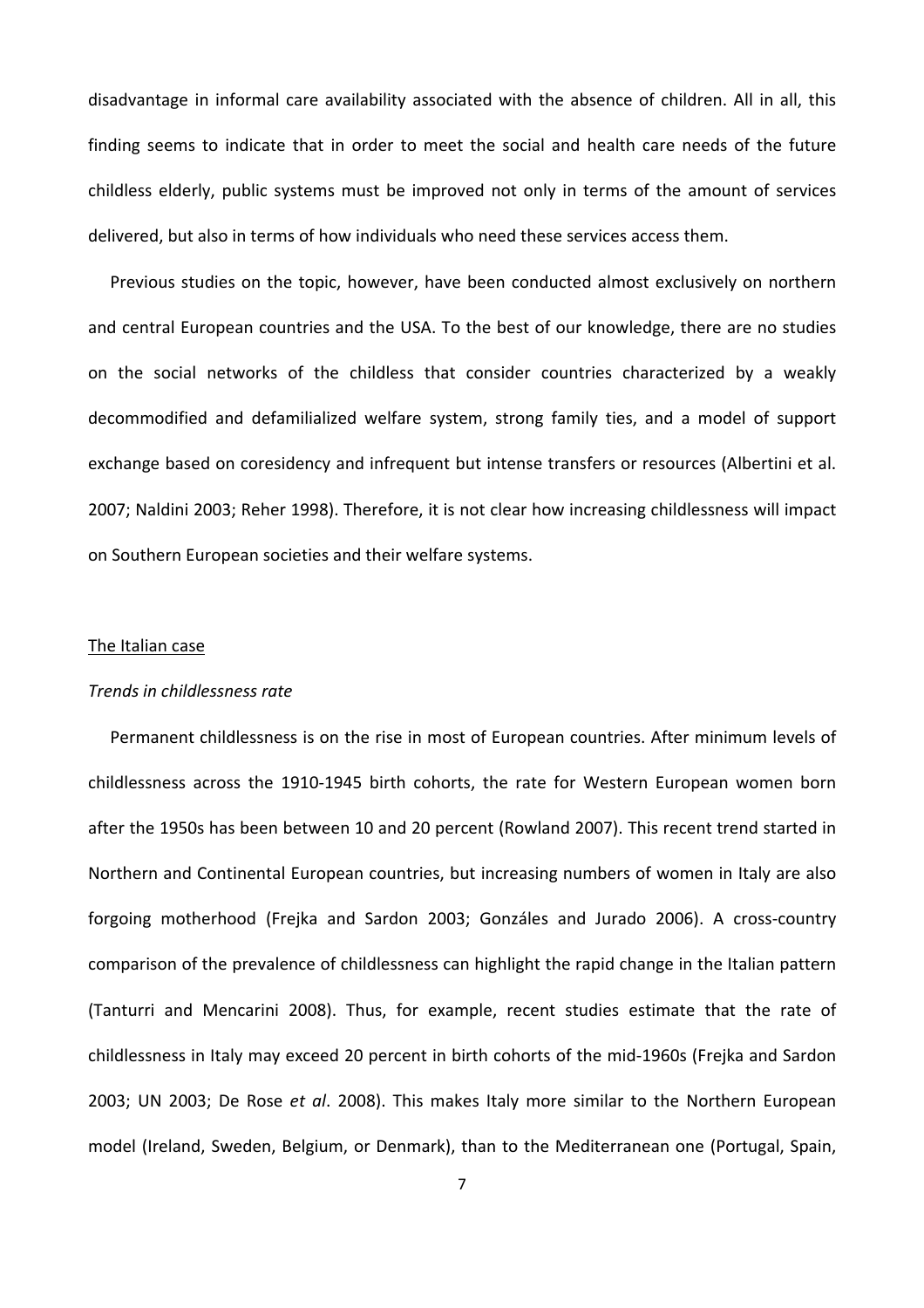disadvantage in informal care availability associated with the absence of children. All in all, this finding seems to indicate that in order to meet the social and health care needs of the future childless elderly, public systems must be improved not only in terms of the amount of services delivered, but also in terms of how individuals who need these services access them.

Previous studies on the topic, however, have been conducted almost exclusively on northern and central European countries and the USA. To the best of our knowledge, there are no studies on the social networks of the childless that consider countries characterized by a weakly decommodified and defamilialized welfare system, strong family ties, and a model of support exchange based on coresidency and infrequent but intense transfers or resources (Albertini et al. 2007; Naldini 2003; Reher 1998). Therefore, it is not clear how increasing childlessness will impact on Southern European societies and their welfare systems.

## The Italian case

### *Trends in childlessness rate*

Permanent childlessness is on the rise in most of European countries. After minimum levels of childlessness across the 1910-1945 birth cohorts, the rate for Western European women born after the 1950s has been between 10 and 20 percent (Rowland 2007). This recent trend started in Northern and Continental European countries, but increasing numbers of women in Italy are also forgoing motherhood (Frejka and Sardon 2003; Gonzáles and Jurado 2006). A cross-country comparison of the prevalence of childlessness can highlight the rapid change in the Italian pattern (Tanturri and Mencarini 2008). Thus, for example, recent studies estimate that the rate of childlessness in Italy may exceed 20 percent in birth cohorts of the mid-1960s (Frejka and Sardon 2003; UN 2003; De Rose *et al*. 2008). This makes Italy more similar to the Northern European model (Ireland, Sweden, Belgium, or Denmark), than to the Mediterranean one (Portugal, Spain,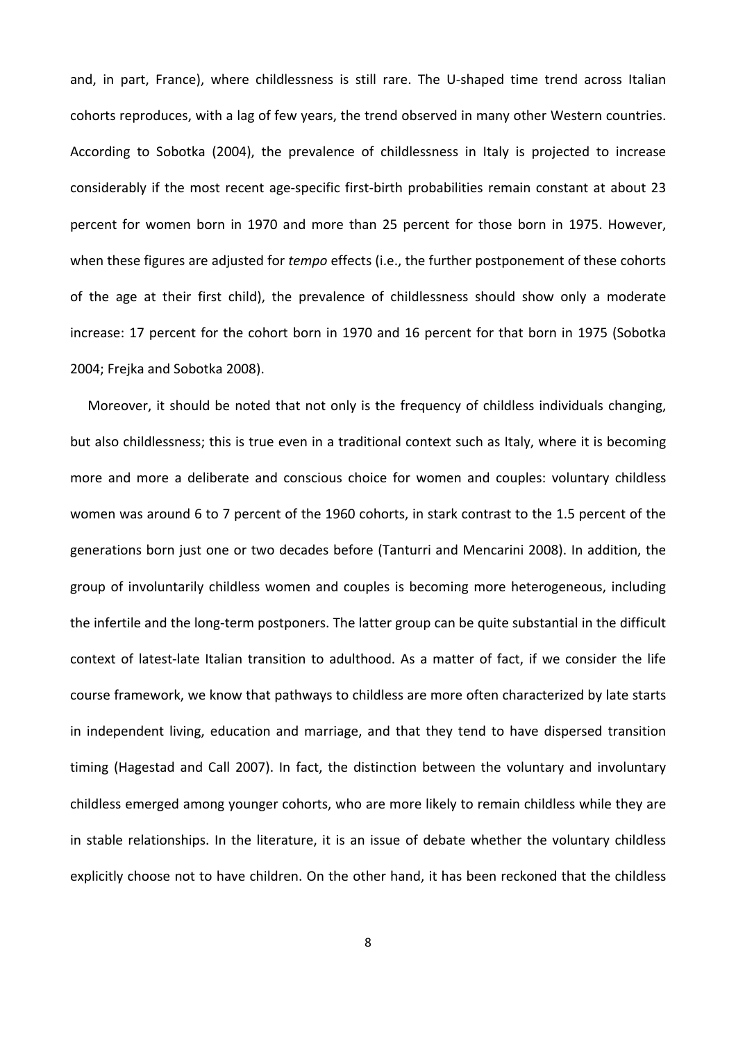and, in part, France), where childlessness is still rare. The U-shaped time trend across Italian cohorts reproduces, with a lag of few years, the trend observed in many other Western countries. According to Sobotka (2004), the prevalence of childlessness in Italy is projected to increase considerably if the most recent age-specific first-birth probabilities remain constant at about 23 percent for women born in 1970 and more than 25 percent for those born in 1975. However, when these figures are adjusted for *tempo* effects (i.e., the further postponement of these cohorts of the age at their first child), the prevalence of childlessness should show only a moderate increase: 17 percent for the cohort born in 1970 and 16 percent for that born in 1975 (Sobotka 2004; Frejka and Sobotka 2008).

Moreover, it should be noted that not only is the frequency of childless individuals changing, but also childlessness; this is true even in a traditional context such as Italy, where it is becoming more and more a deliberate and conscious choice for women and couples: voluntary childless women was around 6 to 7 percent of the 1960 cohorts, in stark contrast to the 1.5 percent of the generations born just one or two decades before (Tanturri and Mencarini 2008). In addition, the group of involuntarily childless women and couples is becoming more heterogeneous, including the infertile and the long-term postponers. The latter group can be quite substantial in the difficult context of latest-late Italian transition to adulthood. As a matter of fact, if we consider the life course framework, we know that pathways to childless are more often characterized by late starts in independent living, education and marriage, and that they tend to have dispersed transition timing (Hagestad and Call 2007). In fact, the distinction between the voluntary and involuntary childless emerged among younger cohorts, who are more likely to remain childless while they are in stable relationships. In the literature, it is an issue of debate whether the voluntary childless explicitly choose not to have children. On the other hand, it has been reckoned that the childless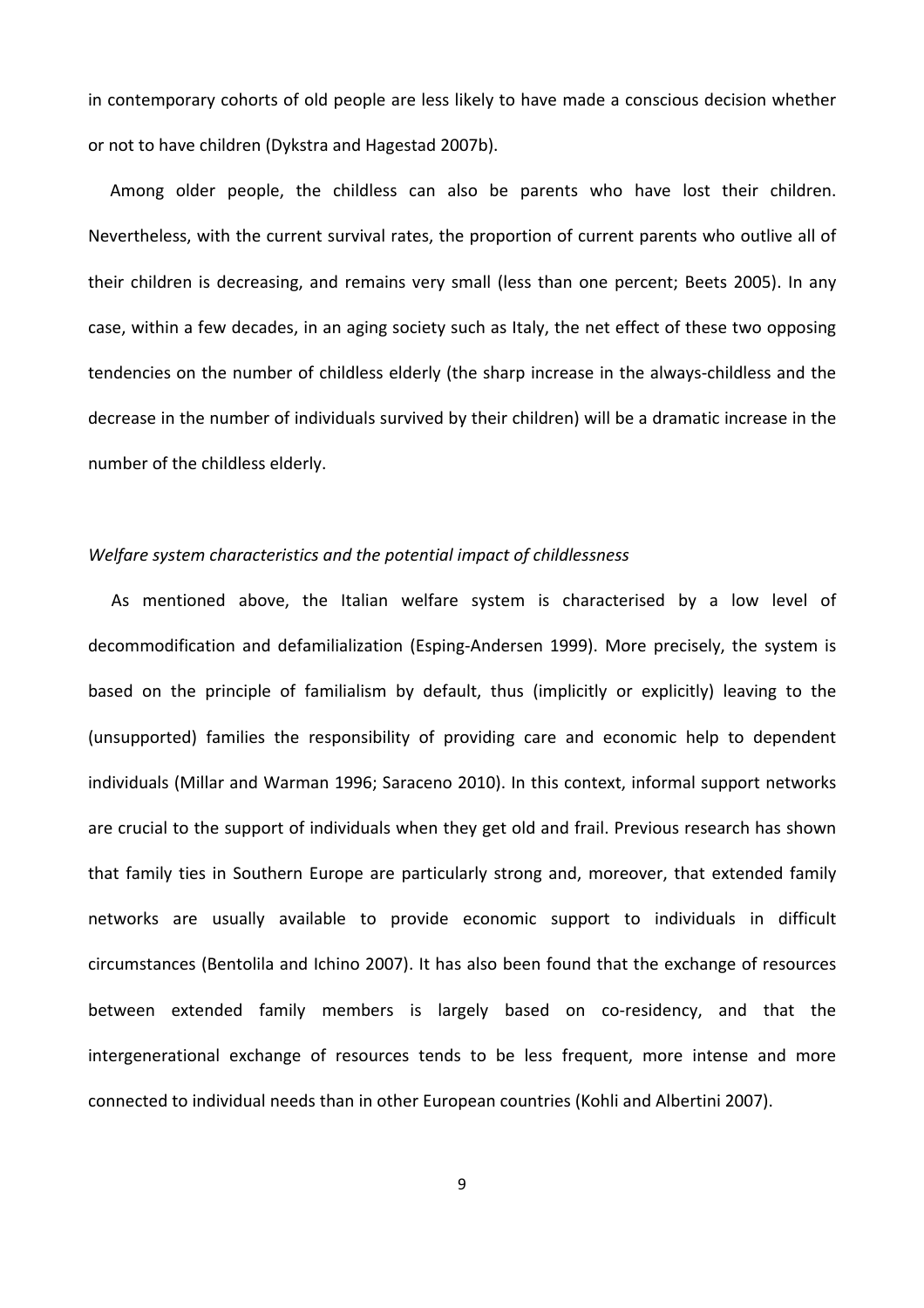in contemporary cohorts of old people are less likely to have made a conscious decision whether or not to have children (Dykstra and Hagestad 2007b).

Among older people, the childless can also be parents who have lost their children. Nevertheless, with the current survival rates, the proportion of current parents who outlive all of their children is decreasing, and remains very small (less than one percent; Beets 2005). In any case, within a few decades, in an aging society such as Italy, the net effect of these two opposing tendencies on the number of childless elderly (the sharp increase in the always-childless and the decrease in the number of individuals survived by their children) will be a dramatic increase in the number of the childless elderly.

*Welfare system characteristics and the potential impact of childlessness*

As mentioned above, the Italian welfare system is characterised by a low level of decommodification and defamilialization (Esping-Andersen 1999). More precisely, the system is based on the principle of familialism by default, thus (implicitly or explicitly) leaving to the (unsupported) families the responsibility of providing care and economic help to dependent individuals (Millar and Warman 1996; Saraceno 2010). In this context, informal support networks are crucial to the support of individuals when they get old and frail. Previous research has shown that family ties in Southern Europe are particularly strong and, moreover, that extended family networks are usually available to provide economic support to individuals in difficult circumstances (Bentolila and Ichino 2007). It has also been found that the exchange of resources between extended family members is largely based on co-residency, and that the intergenerational exchange of resources tends to be less frequent, more intense and more connected to individual needs than in other European countries (Kohli and Albertini 2007).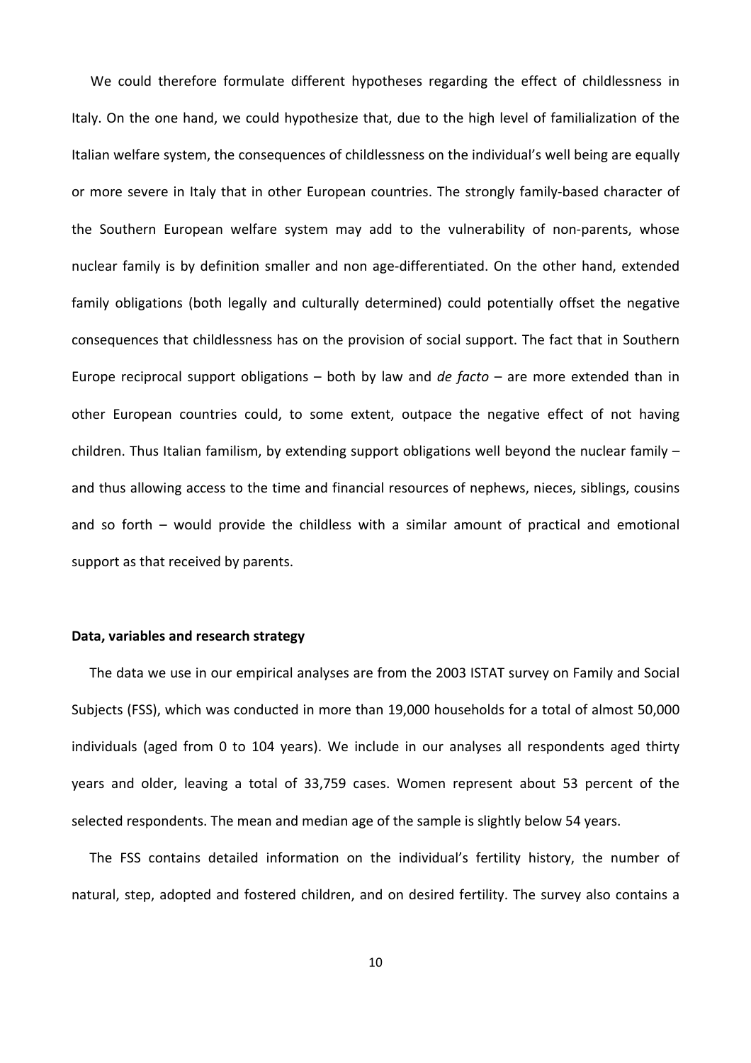We could therefore formulate different hypotheses regarding the effect of childlessness in Italy. On the one hand, we could hypothesize that, due to the high level of familialization of the Italian welfare system, the consequences of childlessness on the individual's well being are equally or more severe in Italy that in other European countries. The strongly family-based character of the Southern European welfare system may add to the vulnerability of non-parents, whose nuclear family is by definition smaller and non age-differentiated. On the other hand, extended family obligations (both legally and culturally determined) could potentially offset the negative consequences that childlessness has on the provision of social support. The fact that in Southern Europe reciprocal support obligations – both by law and *de facto* – are more extended than in other European countries could, to some extent, outpace the negative effect of not having children. Thus Italian familism, by extending support obligations well beyond the nuclear family – and thus allowing access to the time and financial resources of nephews, nieces, siblings, cousins and so forth – would provide the childless with a similar amount of practical and emotional support as that received by parents.

**Data, variables and research strategy**

The data we use in our empirical analyses are from the 2003 ISTAT survey on Family and Social Subjects (FSS), which was conducted in more than 19,000 households for a total of almost 50,000 individuals (aged from 0 to 104 years). We include in our analyses all respondents aged thirty years and older, leaving a total of 33,759 cases. Women represent about 53 percent of the selected respondents. The mean and median age of the sample is slightly below 54 years.

The FSS contains detailed information on the individual's fertility history, the number of natural, step, adopted and fostered children, and on desired fertility. The survey also contains a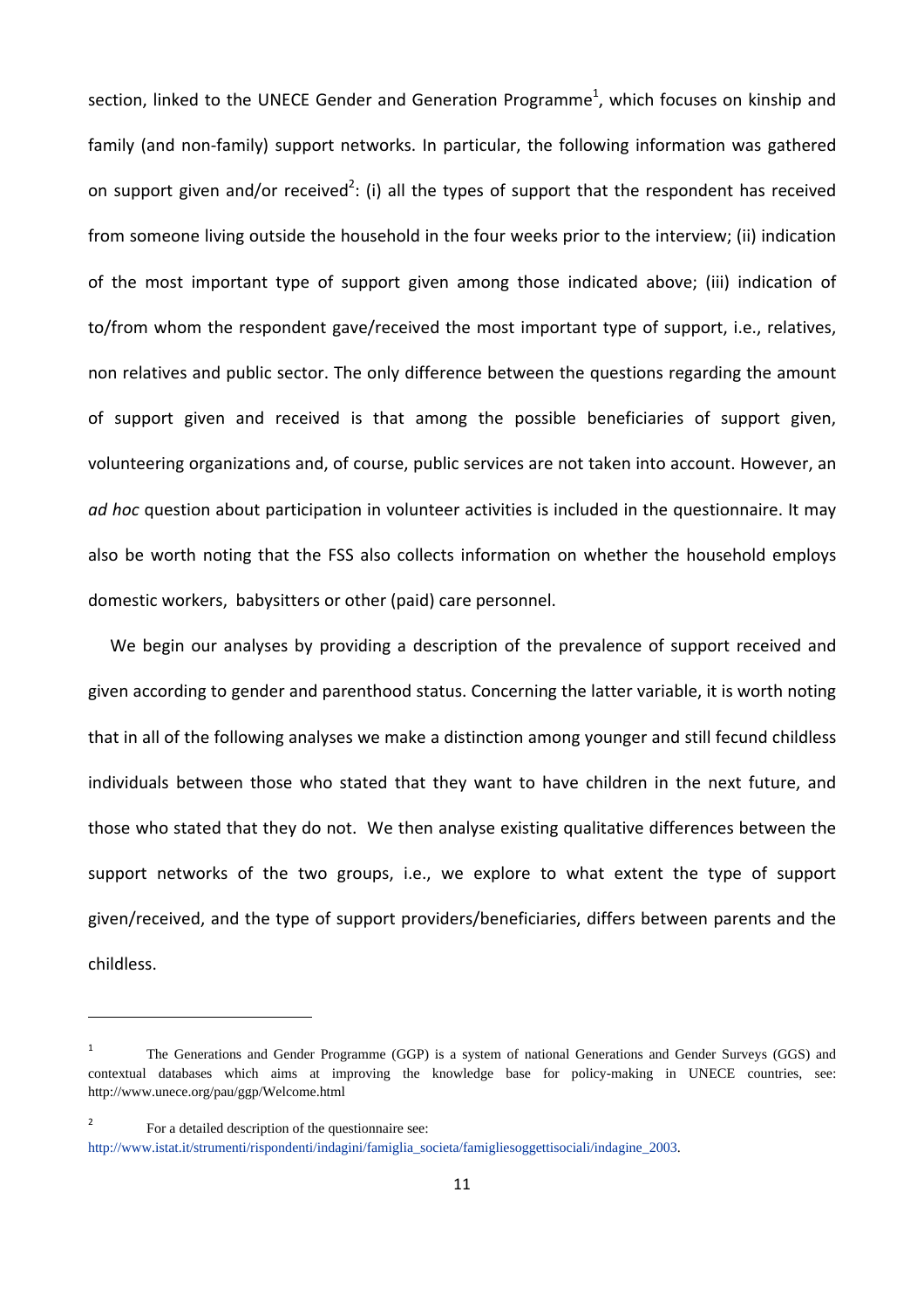section, linked to the UNECE Gender and Generation Programme[1], which focuses on kinship and family (and non-family) support networks. In particular, the following information was gathered on support given and/or received[2]: (i) all the types of support that the respondent has received from someone living outside the household in the four weeks prior to the interview; (ii) indication of the most important type of support given among those indicated above; (iii) indication of to/from whom the respondent gave/received the most important type of support, i.e., relatives, non relatives and public sector. The only difference between the questions regarding the amount of support given and received is that among the possible beneficiaries of support given, volunteering organizations and, of course, public services are not taken into account. However, an *ad hoc* question about participation in volunteer activities is included in the questionnaire. It may also be worth noting that the FSS also collects information on whether the household employs domestic workers, babysitters or other (paid) care personnel.

We begin our analyses by providing a description of the prevalence of support received and given according to gender and parenthood status. Concerning the latter variable, it is worth noting that in all of the following analyses we make a distinction among younger and still fecund childless individuals between those who stated that they want to have children in the next future, and those who stated that they do not. We then analyse existing qualitative differences between the support networks of the two groups, i.e., we explore to what extent the type of support given/received, and the type of support providers/beneficiaries, differs between parents and the childless.

---

[1] The Generations and Gender Programme (GGP) is a system of national Generations and Gender Surveys (GGS) and contextual databases which aims at improving the knowledge base for policy-making in UNECE countries, see: http://www.unece.org/pau/ggp/Welcome.html

[2] For a detailed description of the questionnaire see: http://www.istat.it/strumenti/rispondenti/indagini/famiglia_societa/famigliesoggettisociali/indagine_2003.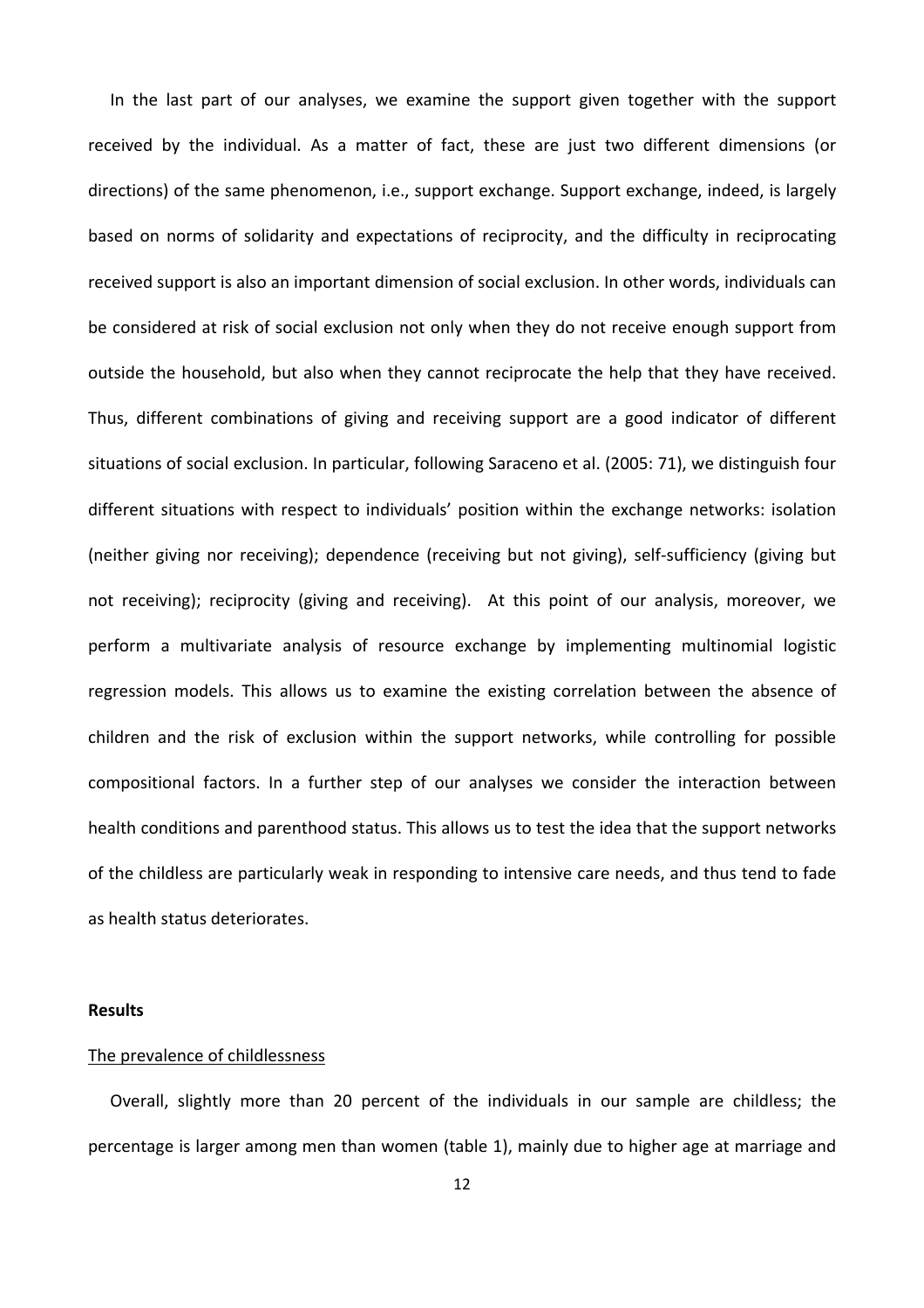In the last part of our analyses, we examine the support given together with the support received by the individual. As a matter of fact, these are just two different dimensions (or directions) of the same phenomenon, i.e., support exchange. Support exchange, indeed, is largely based on norms of solidarity and expectations of reciprocity, and the difficulty in reciprocating received support is also an important dimension of social exclusion. In other words, individuals can be considered at risk of social exclusion not only when they do not receive enough support from outside the household, but also when they cannot reciprocate the help that they have received. Thus, different combinations of giving and receiving support are a good indicator of different situations of social exclusion. In particular, following Saraceno et al. (2005: 71), we distinguish four different situations with respect to individuals' position within the exchange networks: isolation (neither giving nor receiving); dependence (receiving but not giving), self-sufficiency (giving but not receiving); reciprocity (giving and receiving). At this point of our analysis, moreover, we perform a multivariate analysis of resource exchange by implementing multinomial logistic regression models. This allows us to examine the existing correlation between the absence of children and the risk of exclusion within the support networks, while controlling for possible compositional factors. In a further step of our analyses we consider the interaction between health conditions and parenthood status. This allows us to test the idea that the support networks of the childless are particularly weak in responding to intensive care needs, and thus tend to fade as health status deteriorates.

## Results

The prevalence of childlessness

Overall, slightly more than 20 percent of the individuals in our sample are childless; the percentage is larger among men than women (table 1), mainly due to higher age at marriage and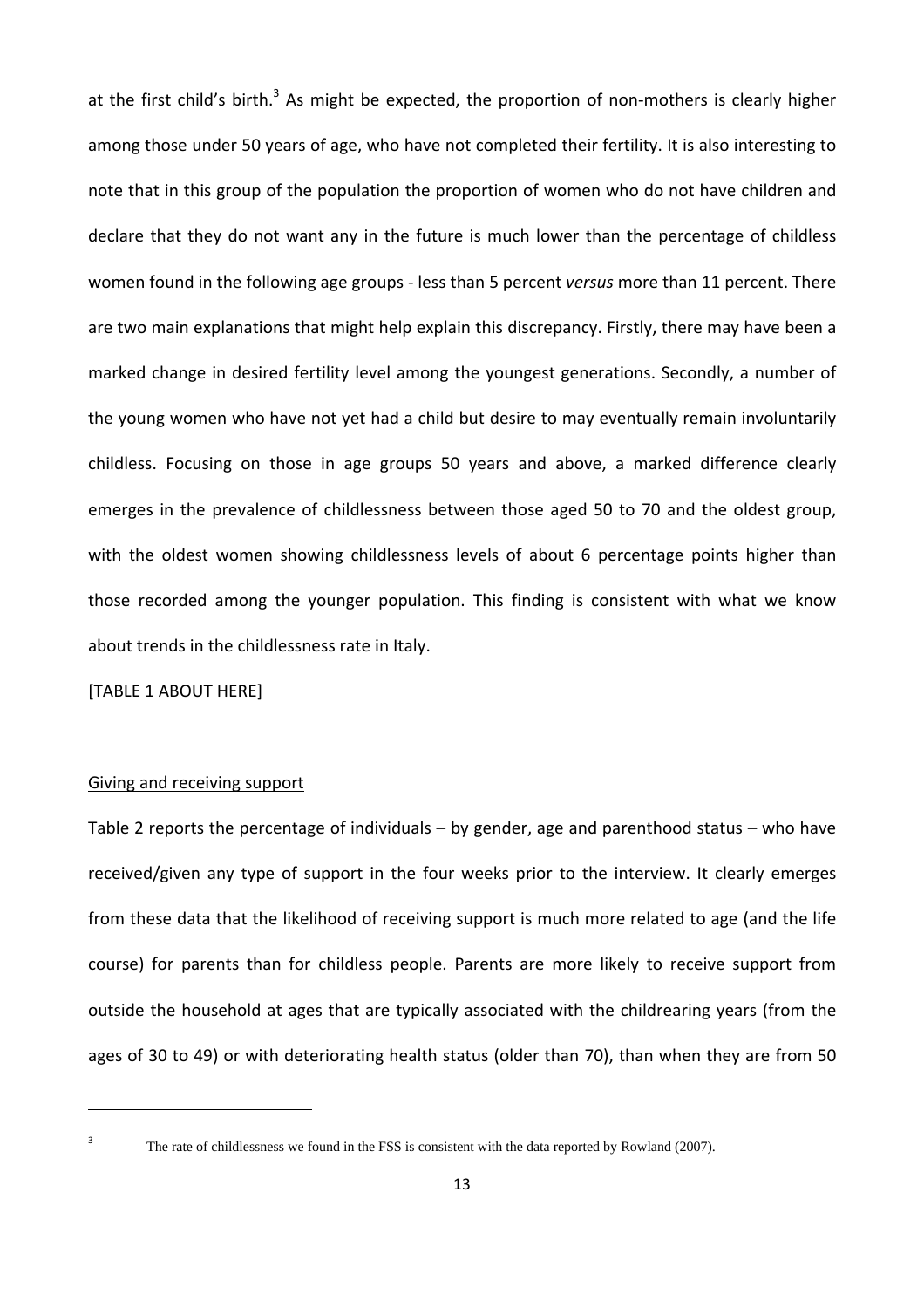at the first child's birth.[3] As might be expected, the proportion of non-mothers is clearly higher among those under 50 years of age, who have not completed their fertility. It is also interesting to note that in this group of the population the proportion of women who do not have children and declare that they do not want any in the future is much lower than the percentage of childless women found in the following age groups - less than 5 percent *versus* more than 11 percent. There are two main explanations that might help explain this discrepancy. Firstly, there may have been a marked change in desired fertility level among the youngest generations. Secondly, a number of the young women who have not yet had a child but desire to may eventually remain involuntarily childless. Focusing on those in age groups 50 years and above, a marked difference clearly emerges in the prevalence of childlessness between those aged 50 to 70 and the oldest group, with the oldest women showing childlessness levels of about 6 percentage points higher than those recorded among the younger population. This finding is consistent with what we know about trends in the childlessness rate in Italy.

[TABLE 1 ABOUT HERE]

<u>Giving and receiving support</u>

Table 2 reports the percentage of individuals – by gender, age and parenthood status – who have received/given any type of support in the four weeks prior to the interview. It clearly emerges from these data that the likelihood of receiving support is much more related to age (and the life course) for parents than for childless people. Parents are more likely to receive support from outside the household at ages that are typically associated with the childrearing years (from the ages of 30 to 49) or with deteriorating health status (older than 70), than when they are from 50

[3] The rate of childlessness we found in the FSS is consistent with the data reported by Rowland (2007).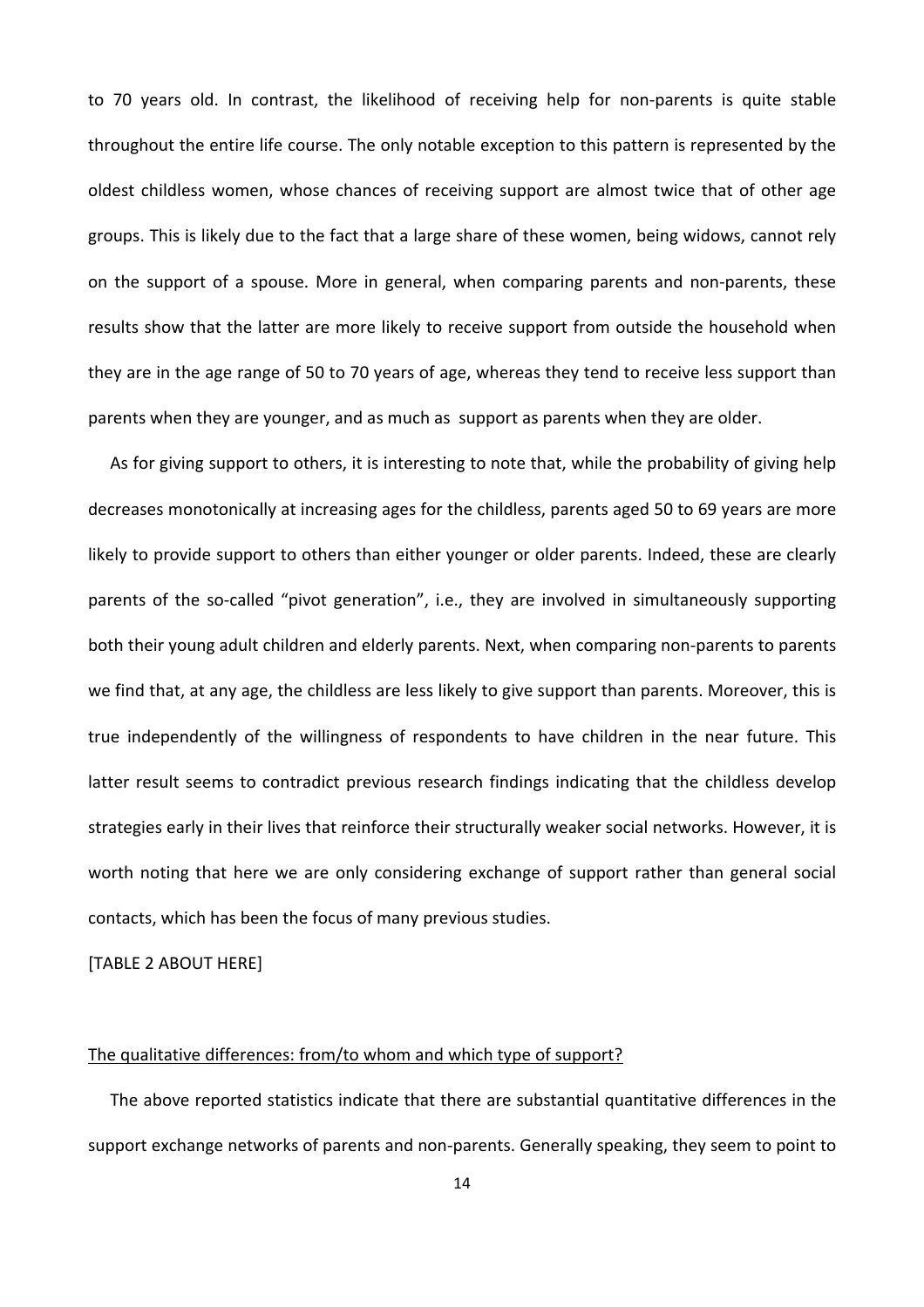to 70 years old. In contrast, the likelihood of receiving help for non-parents is quite stable throughout the entire life course. The only notable exception to this pattern is represented by the oldest childless women, whose chances of receiving support are almost twice that of other age groups. This is likely due to the fact that a large share of these women, being widows, cannot rely on the support of a spouse. More in general, when comparing parents and non-parents, these results show that the latter are more likely to receive support from outside the household when they are in the age range of 50 to 70 years of age, whereas they tend to receive less support than parents when they are younger, and as much as  support as parents when they are older.

As for giving support to others, it is interesting to note that, while the probability of giving help decreases monotonically at increasing ages for the childless, parents aged 50 to 69 years are more likely to provide support to others than either younger or older parents. Indeed, these are clearly parents of the so-called "pivot generation", i.e., they are involved in simultaneously supporting both their young adult children and elderly parents. Next, when comparing non-parents to parents we find that, at any age, the childless are less likely to give support than parents. Moreover, this is true independently of the willingness of respondents to have children in the near future. This latter result seems to contradict previous research findings indicating that the childless develop strategies early in their lives that reinforce their structurally weaker social networks. However, it is worth noting that here we are only considering exchange of support rather than general social contacts, which has been the focus of many previous studies.

[TABLE 2 ABOUT HERE]

<u>The qualitative differences: from/to whom and which type of support?</u>

The above reported statistics indicate that there are substantial quantitative differences in the support exchange networks of parents and non-parents. Generally speaking, they seem to point to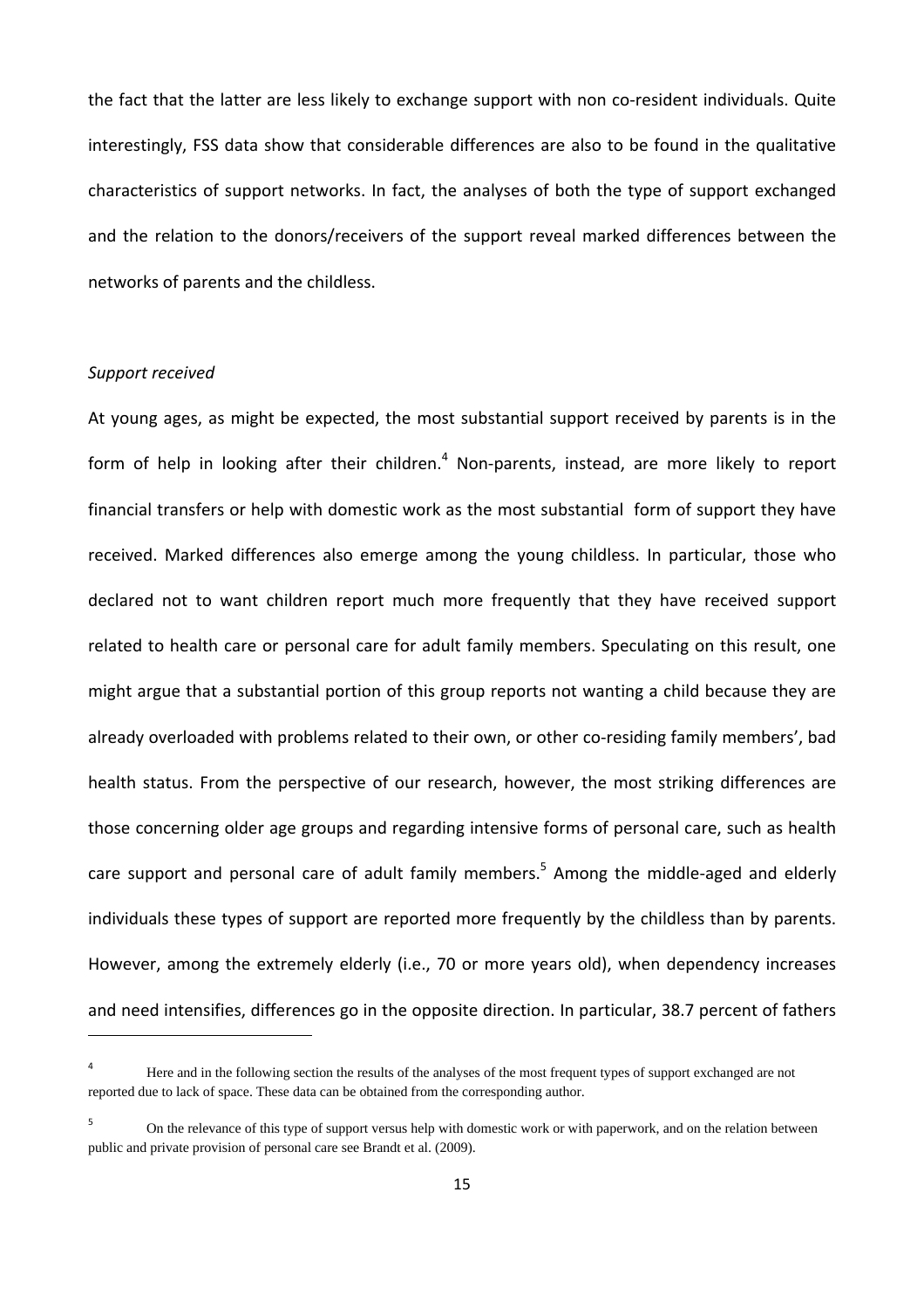the fact that the latter are less likely to exchange support with non co-resident individuals. Quite interestingly, FSS data show that considerable differences are also to be found in the qualitative characteristics of support networks. In fact, the analyses of both the type of support exchanged and the relation to the donors/receivers of the support reveal marked differences between the networks of parents and the childless.

*Support received*

At young ages, as might be expected, the most substantial support received by parents is in the form of help in looking after their children.[4] Non-parents, instead, are more likely to report financial transfers or help with domestic work as the most substantial form of support they have received. Marked differences also emerge among the young childless. In particular, those who declared not to want children report much more frequently that they have received support related to health care or personal care for adult family members. Speculating on this result, one might argue that a substantial portion of this group reports not wanting a child because they are already overloaded with problems related to their own, or other co-residing family members', bad health status. From the perspective of our research, however, the most striking differences are those concerning older age groups and regarding intensive forms of personal care, such as health care support and personal care of adult family members.[5] Among the middle-aged and elderly individuals these types of support are reported more frequently by the childless than by parents. However, among the extremely elderly (i.e., 70 or more years old), when dependency increases and need intensifies, differences go in the opposite direction. In particular, 38.7 percent of fathers

---

[4] Here and in the following section the results of the analyses of the most frequent types of support exchanged are not reported due to lack of space. These data can be obtained from the corresponding author.

[5] On the relevance of this type of support versus help with domestic work or with paperwork, and on the relation between public and private provision of personal care see Brandt et al. (2009).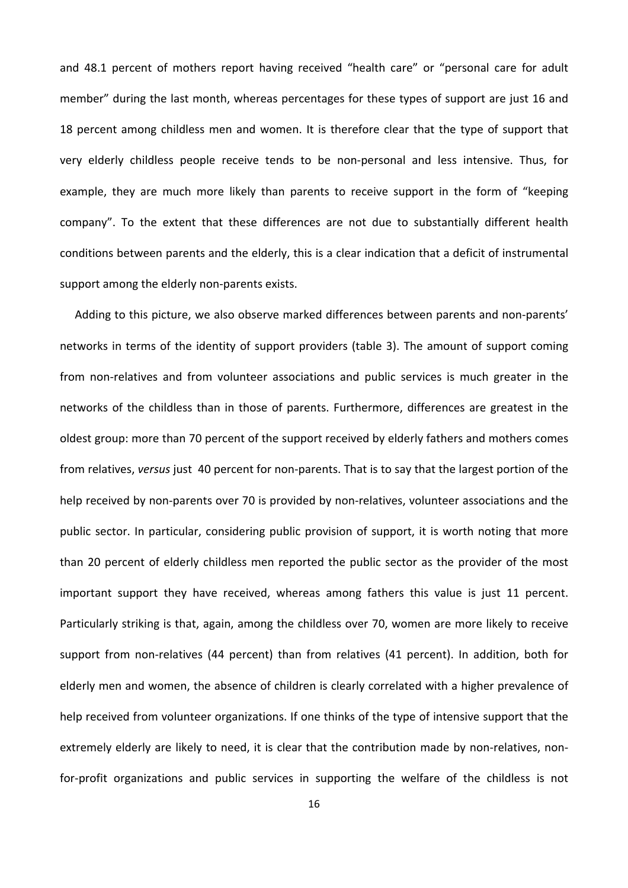and 48.1 percent of mothers report having received "health care" or "personal care for adult member" during the last month, whereas percentages for these types of support are just 16 and 18 percent among childless men and women. It is therefore clear that the type of support that very elderly childless people receive tends to be non-personal and less intensive. Thus, for example, they are much more likely than parents to receive support in the form of "keeping company". To the extent that these differences are not due to substantially different health conditions between parents and the elderly, this is a clear indication that a deficit of instrumental support among the elderly non-parents exists.

Adding to this picture, we also observe marked differences between parents and non-parents' networks in terms of the identity of support providers (table 3). The amount of support coming from non-relatives and from volunteer associations and public services is much greater in the networks of the childless than in those of parents. Furthermore, differences are greatest in the oldest group: more than 70 percent of the support received by elderly fathers and mothers comes from relatives, *versus* just 40 percent for non-parents. That is to say that the largest portion of the help received by non-parents over 70 is provided by non-relatives, volunteer associations and the public sector. In particular, considering public provision of support, it is worth noting that more than 20 percent of elderly childless men reported the public sector as the provider of the most important support they have received, whereas among fathers this value is just 11 percent. Particularly striking is that, again, among the childless over 70, women are more likely to receive support from non-relatives (44 percent) than from relatives (41 percent). In addition, both for elderly men and women, the absence of children is clearly correlated with a higher prevalence of help received from volunteer organizations. If one thinks of the type of intensive support that the extremely elderly are likely to need, it is clear that the contribution made by non-relatives, non-for-profit organizations and public services in supporting the welfare of the childless is not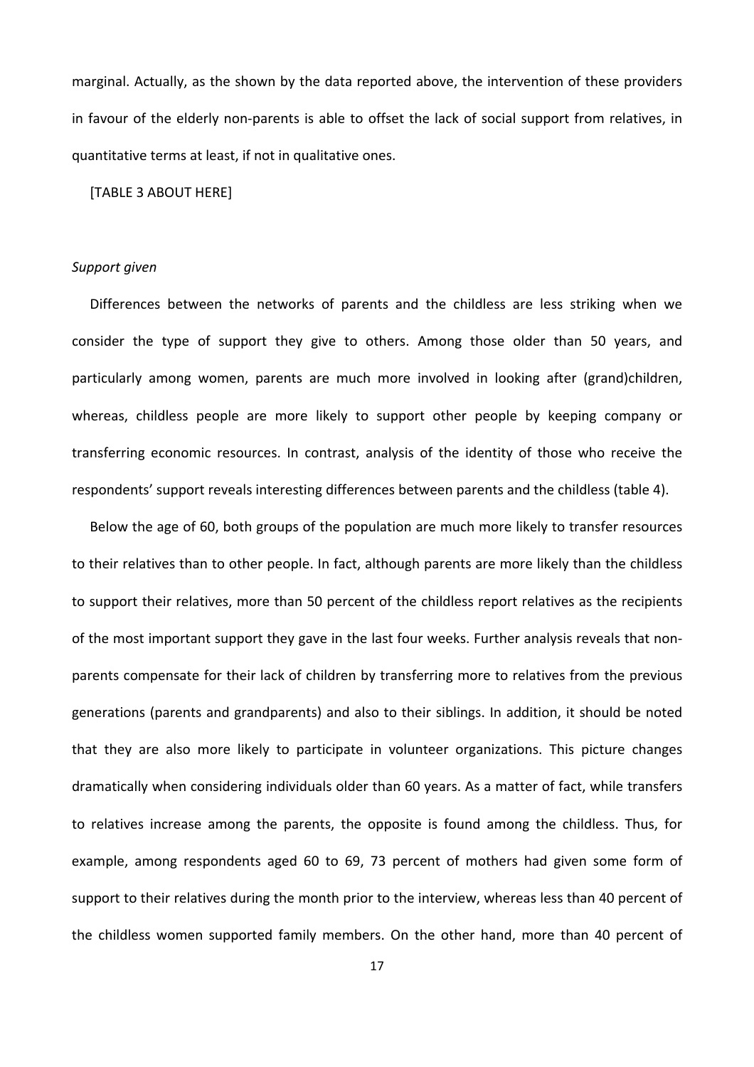marginal. Actually, as the shown by the data reported above, the intervention of these providers in favour of the elderly non-parents is able to offset the lack of social support from relatives, in quantitative terms at least, if not in qualitative ones.

[TABLE 3 ABOUT HERE]

*Support given*

Differences between the networks of parents and the childless are less striking when we consider the type of support they give to others. Among those older than 50 years, and particularly among women, parents are much more involved in looking after (grand)children, whereas, childless people are more likely to support other people by keeping company or transferring economic resources. In contrast, analysis of the identity of those who receive the respondents' support reveals interesting differences between parents and the childless (table 4).

Below the age of 60, both groups of the population are much more likely to transfer resources to their relatives than to other people. In fact, although parents are more likely than the childless to support their relatives, more than 50 percent of the childless report relatives as the recipients of the most important support they gave in the last four weeks. Further analysis reveals that non-parents compensate for their lack of children by transferring more to relatives from the previous generations (parents and grandparents) and also to their siblings. In addition, it should be noted that they are also more likely to participate in volunteer organizations. This picture changes dramatically when considering individuals older than 60 years. As a matter of fact, while transfers to relatives increase among the parents, the opposite is found among the childless. Thus, for example, among respondents aged 60 to 69, 73 percent of mothers had given some form of support to their relatives during the month prior to the interview, whereas less than 40 percent of the childless women supported family members. On the other hand, more than 40 percent of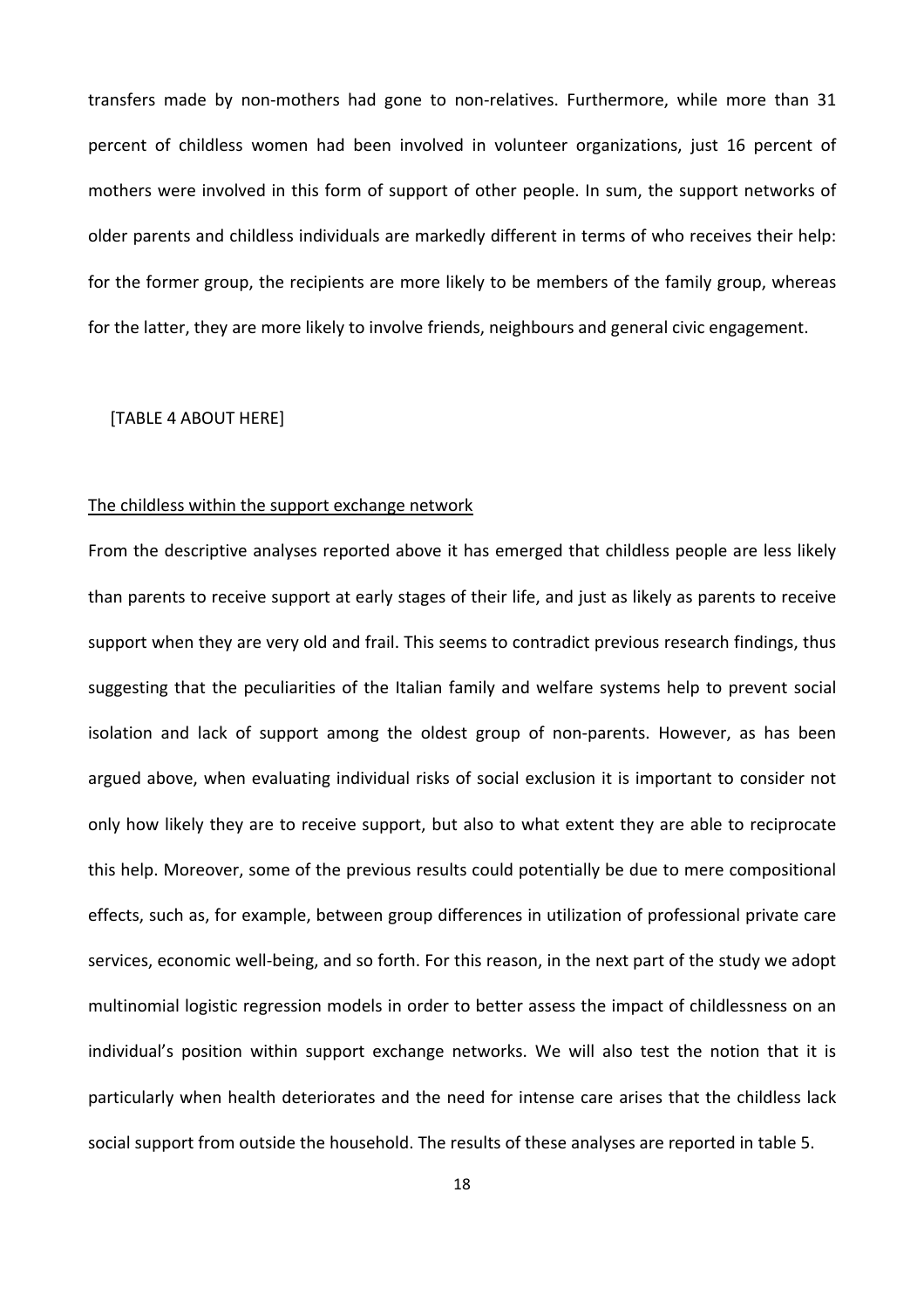transfers made by non-mothers had gone to non-relatives. Furthermore, while more than 31 percent of childless women had been involved in volunteer organizations, just 16 percent of mothers were involved in this form of support of other people. In sum, the support networks of older parents and childless individuals are markedly different in terms of who receives their help: for the former group, the recipients are more likely to be members of the family group, whereas for the latter, they are more likely to involve friends, neighbours and general civic engagement.

[TABLE 4 ABOUT HERE]

### The childless within the support exchange network

From the descriptive analyses reported above it has emerged that childless people are less likely than parents to receive support at early stages of their life, and just as likely as parents to receive support when they are very old and frail. This seems to contradict previous research findings, thus suggesting that the peculiarities of the Italian family and welfare systems help to prevent social isolation and lack of support among the oldest group of non-parents. However, as has been argued above, when evaluating individual risks of social exclusion it is important to consider not only how likely they are to receive support, but also to what extent they are able to reciprocate this help. Moreover, some of the previous results could potentially be due to mere compositional effects, such as, for example, between group differences in utilization of professional private care services, economic well-being, and so forth. For this reason, in the next part of the study we adopt multinomial logistic regression models in order to better assess the impact of childlessness on an individual's position within support exchange networks. We will also test the notion that it is particularly when health deteriorates and the need for intense care arises that the childless lack social support from outside the household. The results of these analyses are reported in table 5.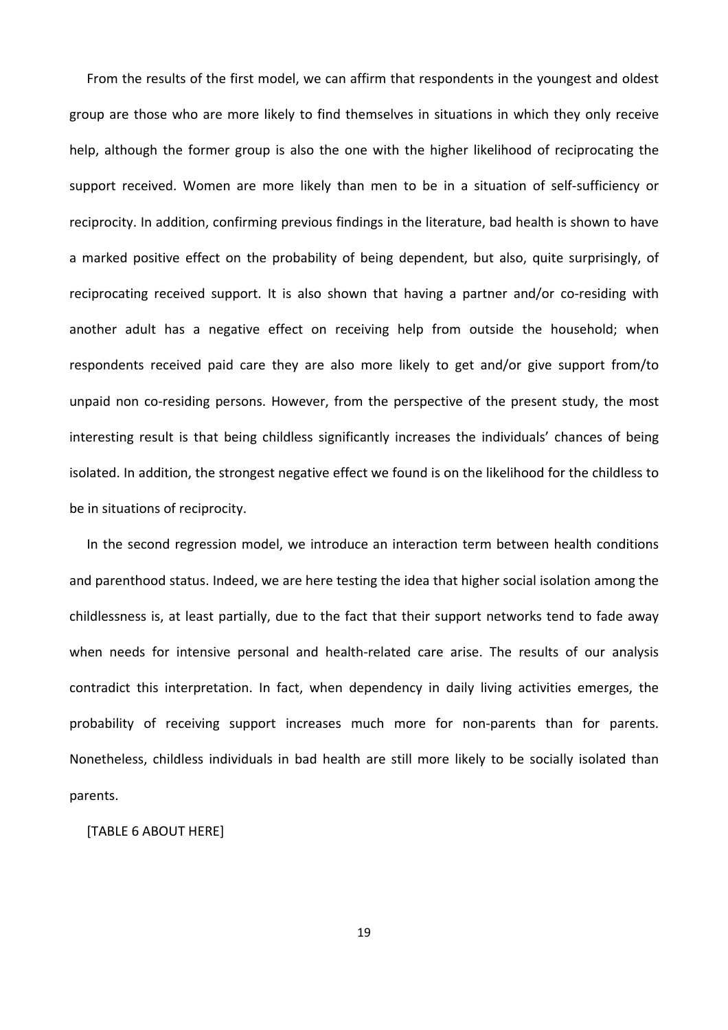From the results of the first model, we can affirm that respondents in the youngest and oldest group are those who are more likely to find themselves in situations in which they only receive help, although the former group is also the one with the higher likelihood of reciprocating the support received. Women are more likely than men to be in a situation of self-sufficiency or reciprocity. In addition, confirming previous findings in the literature, bad health is shown to have a marked positive effect on the probability of being dependent, but also, quite surprisingly, of reciprocating received support. It is also shown that having a partner and/or co-residing with another adult has a negative effect on receiving help from outside the household; when respondents received paid care they are also more likely to get and/or give support from/to unpaid non co-residing persons. However, from the perspective of the present study, the most interesting result is that being childless significantly increases the individuals' chances of being isolated. In addition, the strongest negative effect we found is on the likelihood for the childless to be in situations of reciprocity.

In the second regression model, we introduce an interaction term between health conditions and parenthood status. Indeed, we are here testing the idea that higher social isolation among the childlessness is, at least partially, due to the fact that their support networks tend to fade away when needs for intensive personal and health-related care arise. The results of our analysis contradict this interpretation. In fact, when dependency in daily living activities emerges, the probability of receiving support increases much more for non-parents than for parents. Nonetheless, childless individuals in bad health are still more likely to be socially isolated than parents.

[TABLE 6 ABOUT HERE]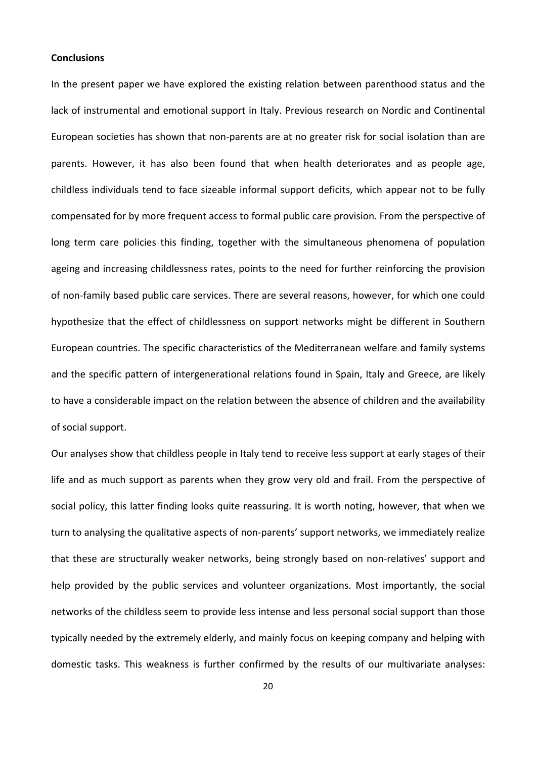**Conclusions**

In the present paper we have explored the existing relation between parenthood status and the lack of instrumental and emotional support in Italy. Previous research on Nordic and Continental European societies has shown that non-parents are at no greater risk for social isolation than are parents. However, it has also been found that when health deteriorates and as people age, childless individuals tend to face sizeable informal support deficits, which appear not to be fully compensated for by more frequent access to formal public care provision. From the perspective of long term care policies this finding, together with the simultaneous phenomena of population ageing and increasing childlessness rates, points to the need for further reinforcing the provision of non-family based public care services. There are several reasons, however, for which one could hypothesize that the effect of childlessness on support networks might be different in Southern European countries. The specific characteristics of the Mediterranean welfare and family systems and the specific pattern of intergenerational relations found in Spain, Italy and Greece, are likely to have a considerable impact on the relation between the absence of children and the availability of social support.

Our analyses show that childless people in Italy tend to receive less support at early stages of their life and as much support as parents when they grow very old and frail. From the perspective of social policy, this latter finding looks quite reassuring. It is worth noting, however, that when we turn to analysing the qualitative aspects of non-parents' support networks, we immediately realize that these are structurally weaker networks, being strongly based on non-relatives' support and help provided by the public services and volunteer organizations. Most importantly, the social networks of the childless seem to provide less intense and less personal social support than those typically needed by the extremely elderly, and mainly focus on keeping company and helping with domestic tasks. This weakness is further confirmed by the results of our multivariate analyses: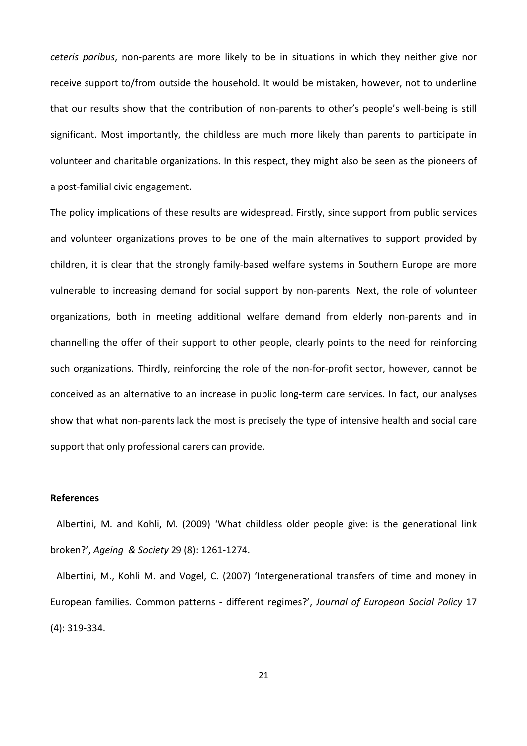*ceteris paribus*, non-parents are more likely to be in situations in which they neither give nor receive support to/from outside the household. It would be mistaken, however, not to underline that our results show that the contribution of non-parents to other's people's well-being is still significant. Most importantly, the childless are much more likely than parents to participate in volunteer and charitable organizations. In this respect, they might also be seen as the pioneers of a post-familial civic engagement.

The policy implications of these results are widespread. Firstly, since support from public services and volunteer organizations proves to be one of the main alternatives to support provided by children, it is clear that the strongly family-based welfare systems in Southern Europe are more vulnerable to increasing demand for social support by non-parents. Next, the role of volunteer organizations, both in meeting additional welfare demand from elderly non-parents and in channelling the offer of their support to other people, clearly points to the need for reinforcing such organizations. Thirdly, reinforcing the role of the non-for-profit sector, however, cannot be conceived as an alternative to an increase in public long-term care services. In fact, our analyses show that what non-parents lack the most is precisely the type of intensive health and social care support that only professional carers can provide.

**References**

Albertini, M. and Kohli, M. (2009) 'What childless older people give: is the generational link broken?', *Ageing & Society* 29 (8): 1261-1274.

Albertini, M., Kohli M. and Vogel, C. (2007) 'Intergenerational transfers of time and money in European families. Common patterns - different regimes?', *Journal of European Social Policy* 17 (4): 319-334.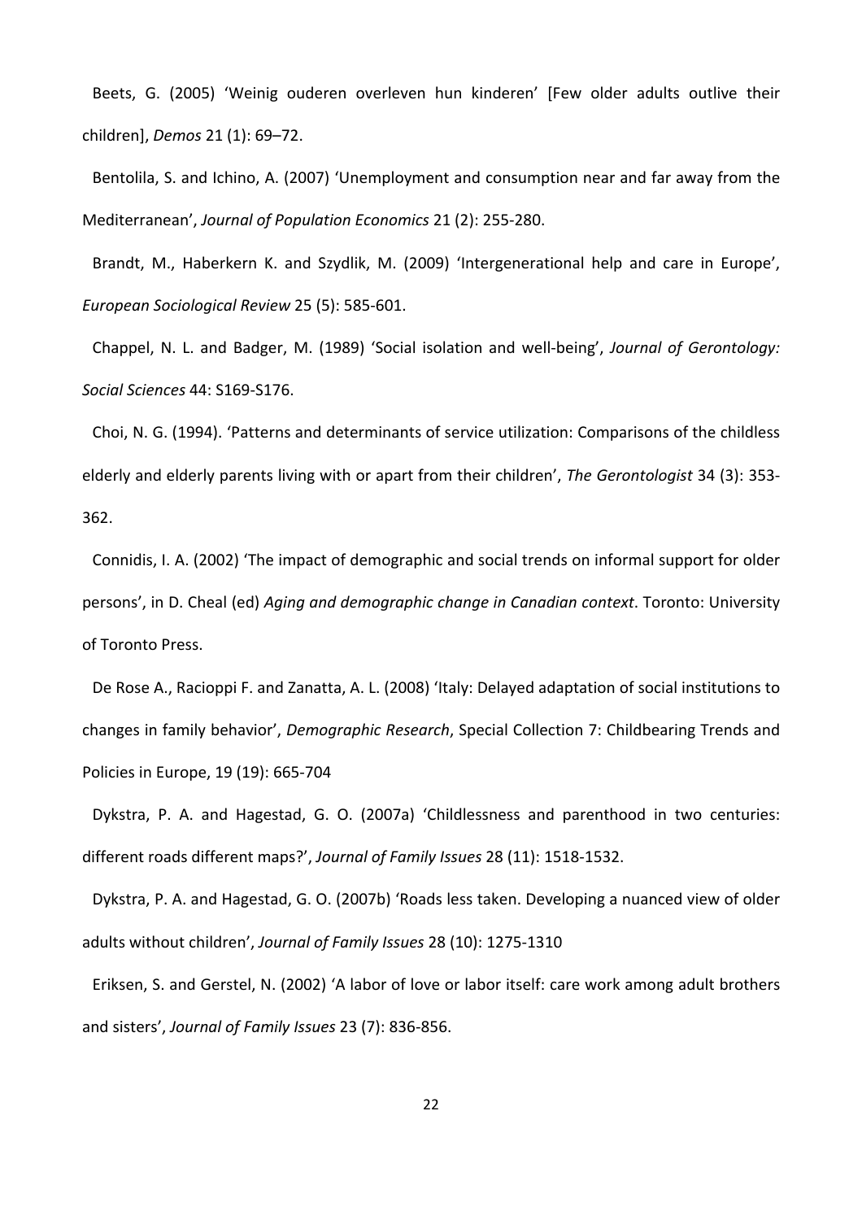Beets, G. (2005) 'Weinig ouderen overleven hun kinderen' [Few older adults outlive their children], *Demos* 21 (1): 69–72.

Bentolila, S. and Ichino, A. (2007) 'Unemployment and consumption near and far away from the Mediterranean', *Journal of Population Economics* 21 (2): 255-280.

Brandt, M., Haberkern K. and Szydlik, M. (2009) 'Intergenerational help and care in Europe', *European Sociological Review* 25 (5): 585-601.

Chappel, N. L. and Badger, M. (1989) 'Social isolation and well-being', *Journal of Gerontology: Social Sciences* 44: S169-S176.

Choi, N. G. (1994). 'Patterns and determinants of service utilization: Comparisons of the childless elderly and elderly parents living with or apart from their children', *The Gerontologist* 34 (3): 353-362.

Connidis, I. A. (2002) 'The impact of demographic and social trends on informal support for older persons', in D. Cheal (ed) *Aging and demographic change in Canadian context*. Toronto: University of Toronto Press.

De Rose A., Racioppi F. and Zanatta, A. L. (2008) 'Italy: Delayed adaptation of social institutions to changes in family behavior', *Demographic Research*, Special Collection 7: Childbearing Trends and Policies in Europe, 19 (19): 665-704

Dykstra, P. A. and Hagestad, G. O. (2007a) 'Childlessness and parenthood in two centuries: different roads different maps?', *Journal of Family Issues* 28 (11): 1518-1532.

Dykstra, P. A. and Hagestad, G. O. (2007b) 'Roads less taken. Developing a nuanced view of older adults without children', *Journal of Family Issues* 28 (10): 1275-1310

Eriksen, S. and Gerstel, N. (2002) 'A labor of love or labor itself: care work among adult brothers and sisters', *Journal of Family Issues* 23 (7): 836-856.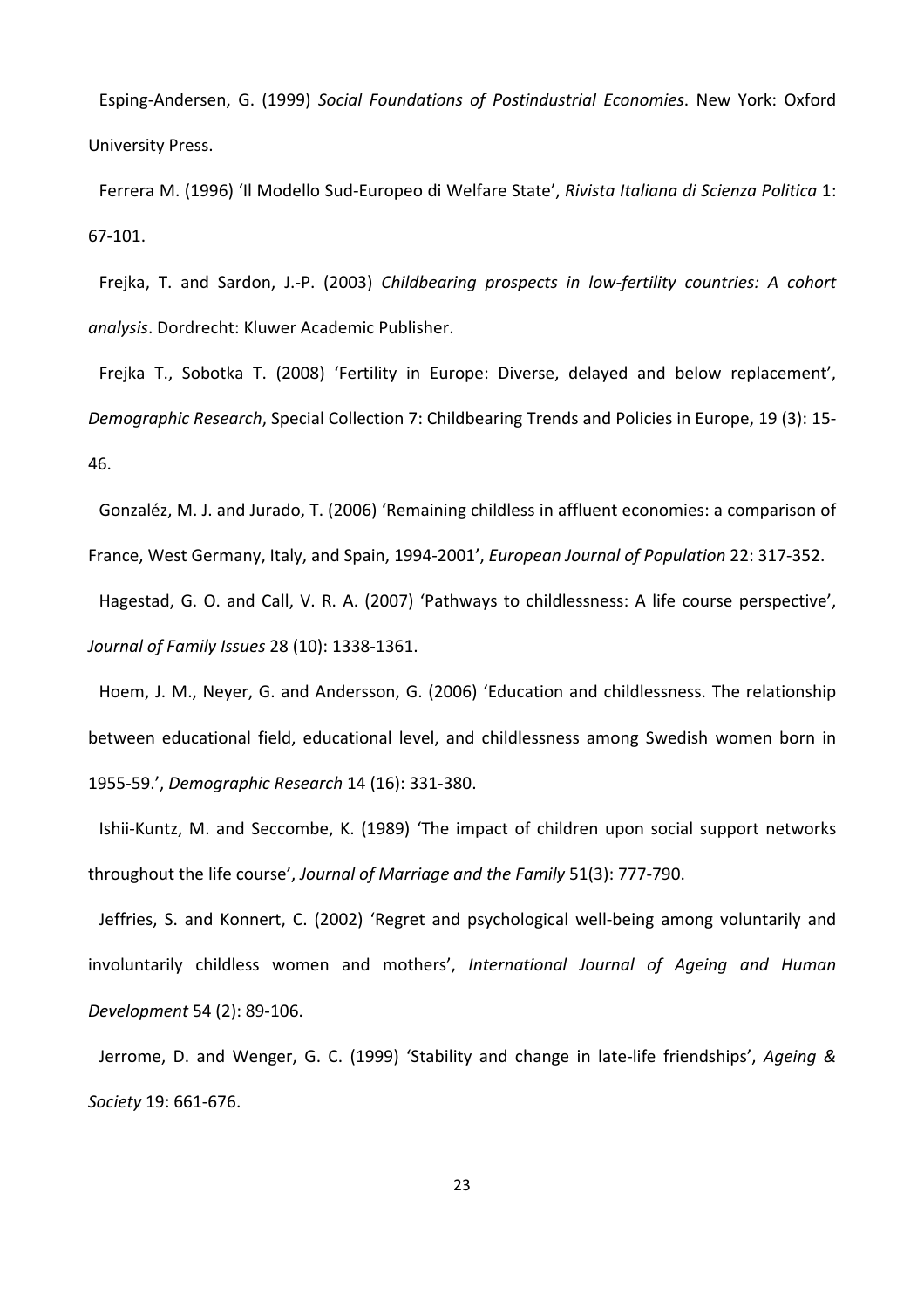Esping-Andersen, G. (1999) *Social Foundations of Postindustrial Economies*. New York: Oxford University Press.

Ferrera M. (1996) 'Il Modello Sud-Europeo di Welfare State', *Rivista Italiana di Scienza Politica* 1: 67-101.

Frejka, T. and Sardon, J.-P. (2003) *Childbearing prospects in low-fertility countries: A cohort analysis*. Dordrecht: Kluwer Academic Publisher.

Frejka T., Sobotka T. (2008) 'Fertility in Europe: Diverse, delayed and below replacement', *Demographic Research*, Special Collection 7: Childbearing Trends and Policies in Europe, 19 (3): 15-46.

Gonzaléz, M. J. and Jurado, T. (2006) 'Remaining childless in affluent economies: a comparison of France, West Germany, Italy, and Spain, 1994-2001', *European Journal of Population* 22: 317-352.

Hagestad, G. O. and Call, V. R. A. (2007) 'Pathways to childlessness: A life course perspective', *Journal of Family Issues* 28 (10): 1338-1361.

Hoem, J. M., Neyer, G. and Andersson, G. (2006) 'Education and childlessness. The relationship between educational field, educational level, and childlessness among Swedish women born in 1955-59.', *Demographic Research* 14 (16): 331-380.

Ishii-Kuntz, M. and Seccombe, K. (1989) 'The impact of children upon social support networks throughout the life course', *Journal of Marriage and the Family* 51(3): 777-790.

Jeffries, S. and Konnert, C. (2002) 'Regret and psychological well-being among voluntarily and involuntarily childless women and mothers', *International Journal of Ageing and Human Development* 54 (2): 89-106.

Jerrome, D. and Wenger, G. C. (1999) 'Stability and change in late-life friendships', *Ageing & Society* 19: 661-676.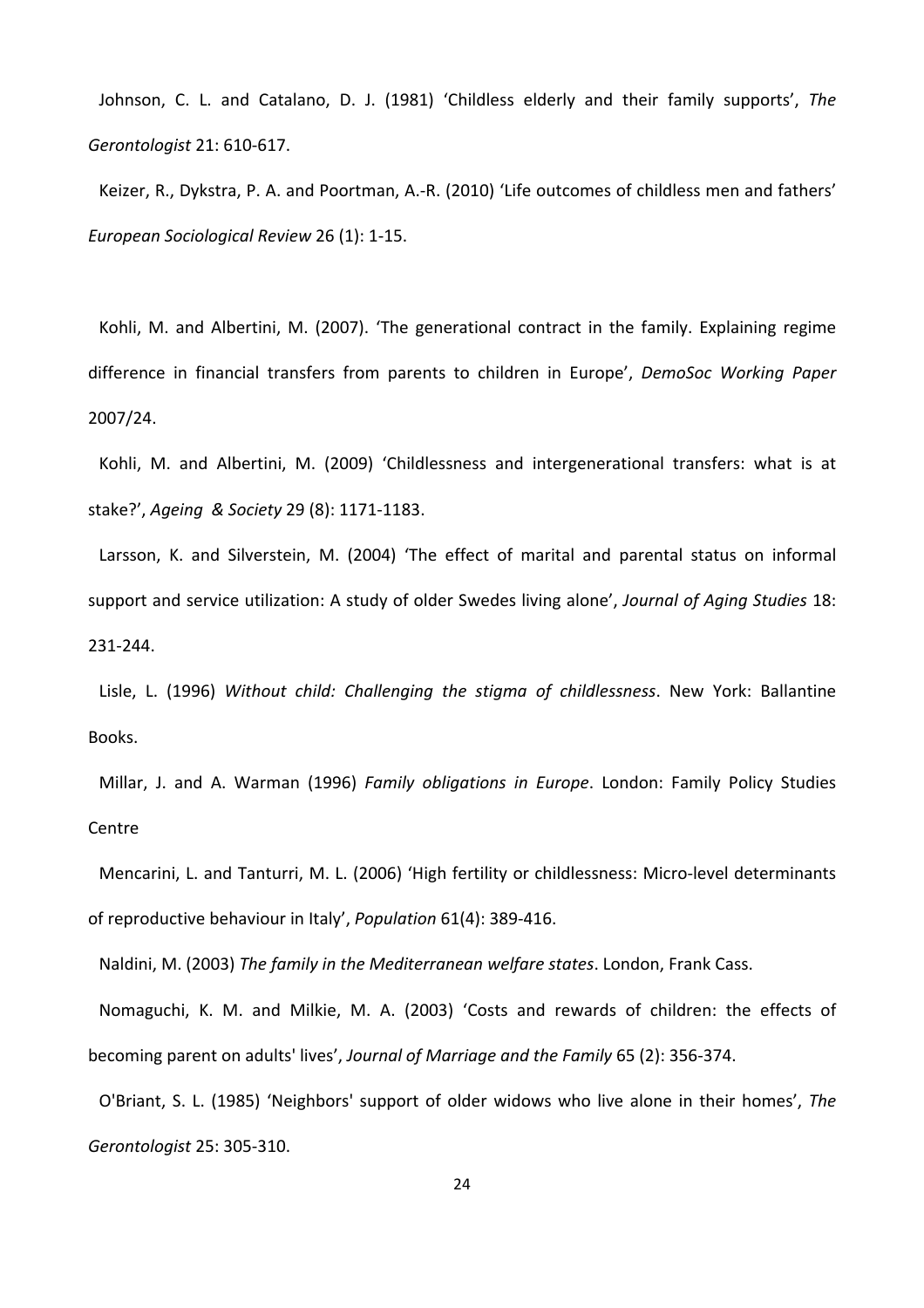Johnson, C. L. and Catalano, D. J. (1981) ‘Childless elderly and their family supports’, *The Gerontologist* 21: 610-617.

Keizer, R., Dykstra, P. A. and Poortman, A.-R. (2010) ‘Life outcomes of childless men and fathers’ *European Sociological Review* 26 (1): 1-15.

Kohli, M. and Albertini, M. (2007). ‘The generational contract in the family. Explaining regime difference in financial transfers from parents to children in Europe’, *DemoSoc Working Paper* 2007/24.

Kohli, M. and Albertini, M. (2009) ‘Childlessness and intergenerational transfers: what is at stake?’, *Ageing & Society* 29 (8): 1171-1183.

Larsson, K. and Silverstein, M. (2004) ‘The effect of marital and parental status on informal support and service utilization: A study of older Swedes living alone’, *Journal of Aging Studies* 18: 231-244.

Lisle, L. (1996) *Without child: Challenging the stigma of childlessness*. New York: Ballantine Books.

Millar, J. and A. Warman (1996) *Family obligations in Europe*. London: Family Policy Studies Centre

Mencarini, L. and Tanturri, M. L. (2006) ‘High fertility or childlessness: Micro-level determinants of reproductive behaviour in Italy’, *Population* 61(4): 389-416.

Naldini, M. (2003) *The family in the Mediterranean welfare states*. London, Frank Cass.

Nomaguchi, K. M. and Milkie, M. A. (2003) ‘Costs and rewards of children: the effects of becoming parent on adults' lives’, *Journal of Marriage and the Family* 65 (2): 356-374.

O'Briant, S. L. (1985) ‘Neighbors' support of older widows who live alone in their homes’, *The Gerontologist* 25: 305-310.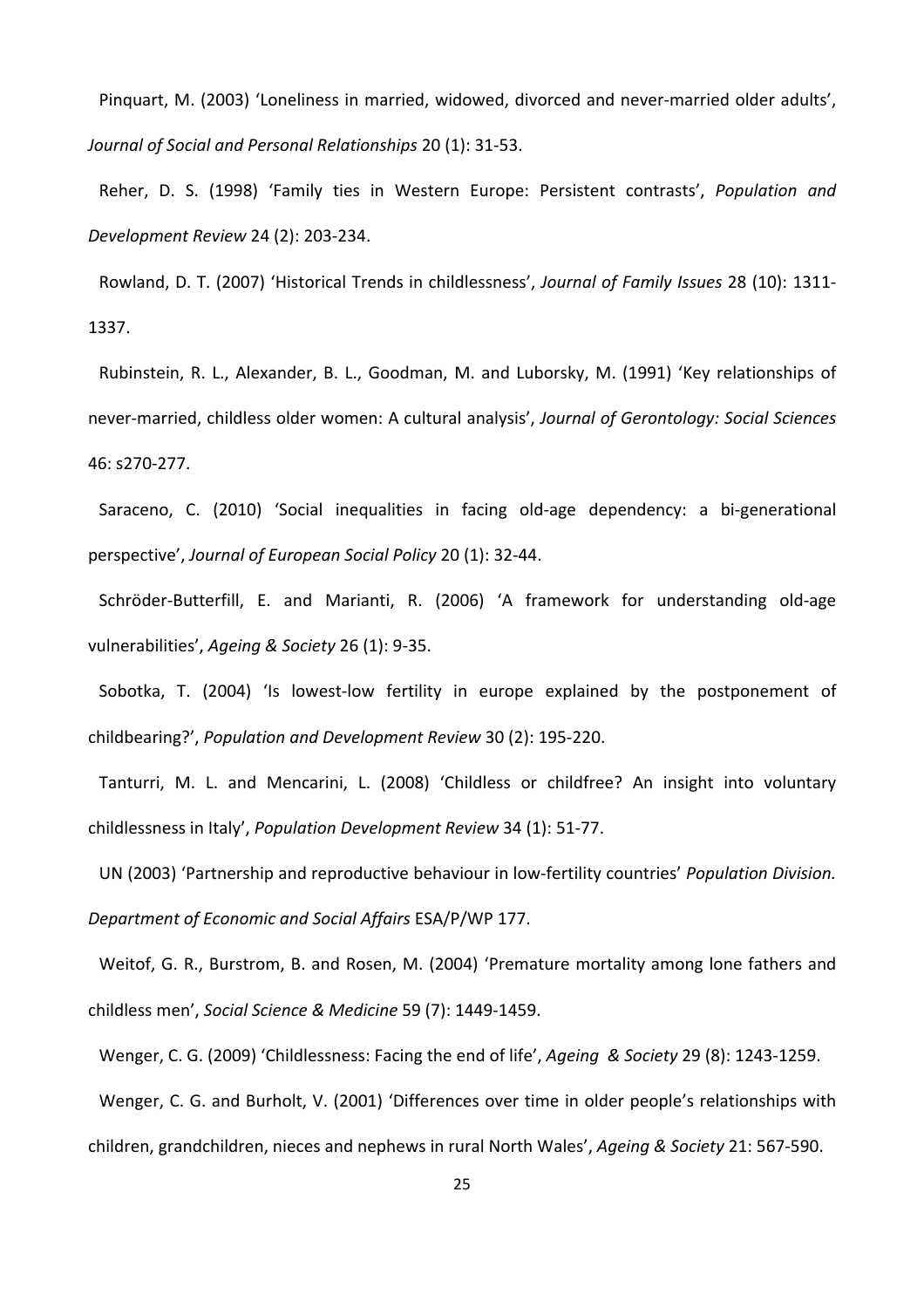Pinquart, M. (2003) 'Loneliness in married, widowed, divorced and never-married older adults', *Journal of Social and Personal Relationships* 20 (1): 31-53.

Reher, D. S. (1998) 'Family ties in Western Europe: Persistent contrasts', *Population and Development Review* 24 (2): 203-234.

Rowland, D. T. (2007) 'Historical Trends in childlessness', *Journal of Family Issues* 28 (10): 1311-1337.

Rubinstein, R. L., Alexander, B. L., Goodman, M. and Luborsky, M. (1991) 'Key relationships of never-married, childless older women: A cultural analysis', *Journal of Gerontology: Social Sciences* 46: s270-277.

Saraceno, C. (2010) 'Social inequalities in facing old-age dependency: a bi-generational perspective', *Journal of European Social Policy* 20 (1): 32-44.

Schröder-Butterfill, E. and Marianti, R. (2006) 'A framework for understanding old-age vulnerabilities', *Ageing & Society* 26 (1): 9-35.

Sobotka, T. (2004) 'Is lowest-low fertility in europe explained by the postponement of childbearing?', *Population and Development Review* 30 (2): 195-220.

Tanturri, M. L. and Mencarini, L. (2008) 'Childless or childfree? An insight into voluntary childlessness in Italy', *Population Development Review* 34 (1): 51-77.

UN (2003) 'Partnership and reproductive behaviour in low-fertility countries' *Population Division. Department of Economic and Social Affairs* ESA/P/WP 177.

Weitof, G. R., Burstrom, B. and Rosen, M. (2004) 'Premature mortality among lone fathers and childless men', *Social Science & Medicine* 59 (7): 1449-1459.

Wenger, C. G. (2009) 'Childlessness: Facing the end of life', *Ageing & Society* 29 (8): 1243-1259.

Wenger, C. G. and Burholt, V. (2001) 'Differences over time in older people's relationships with children, grandchildren, nieces and nephews in rural North Wales', *Ageing & Society* 21: 567-590.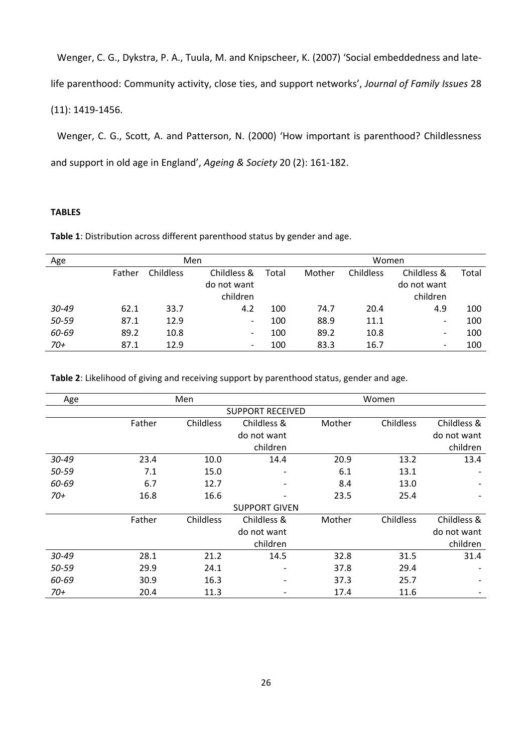Wenger, C. G., Dykstra, P. A., Tuula, M. and Knipscheer, K. (2007) 'Social embeddedness and late-life parenthood: Community activity, close ties, and support networks', *Journal of Family Issues* 28 (11): 1419-1456.

Wenger, C. G., Scott, A. and Patterson, N. (2000) 'How important is parenthood? Childlessness and support in old age in England', *Ageing & Society* 20 (2): 161-182.

**TABLES**

**Table 1**: Distribution across different parenthood status by gender and age.

| Age | Men | | | | Women | | | |
|---|---|---|---|---|---|---|---|---|
| | Father | Childless | Childless & do not want children | Total | Mother | Childless | Childless & do not want children | Total |
| *30-49* | 62.1 | 33.7 | 4.2 | 100 | 74.7 | 20.4 | 4.9 | 100 |
| *50-59* | 87.1 | 12.9 | - | 100 | 88.9 | 11.1 | - | 100 |
| *60-69* | 89.2 | 10.8 | - | 100 | 89.2 | 10.8 | - | 100 |
| *70+* | 87.1 | 12.9 | - | 100 | 83.3 | 16.7 | - | 100 |

**Table 2**: Likelihood of giving and receiving support by parenthood status, gender and age.

| Age | Men | | | Women | | |
|---|---|---|---|---|---|---|
| | | | SUPPORT RECEIVED | | | |
| | Father | Childless | Childless & do not want children | Mother | Childless | Childless & do not want children |
| *30-49* | 23.4 | 10.0 | 14.4 | 20.9 | 13.2 | 13.4 |
| *50-59* | 7.1 | 15.0 | - | 6.1 | 13.1 | - |
| *60-69* | 6.7 | 12.7 | - | 8.4 | 13.0 | - |
| *70+* | 16.8 | 16.6 | - | 23.5 | 25.4 | - |
| | | | SUPPORT GIVEN | | | |
| | Father | Childless | Childless & do not want children | Mother | Childless | Childless & do not want children |
| *30-49* | 28.1 | 21.2 | 14.5 | 32.8 | 31.5 | 31.4 |
| *50-59* | 29.9 | 24.1 | - | 37.8 | 29.4 | - |
| *60-69* | 30.9 | 16.3 | - | 37.3 | 25.7 | - |
| *70+* | 20.4 | 11.3 | - | 17.4 | 11.6 | - |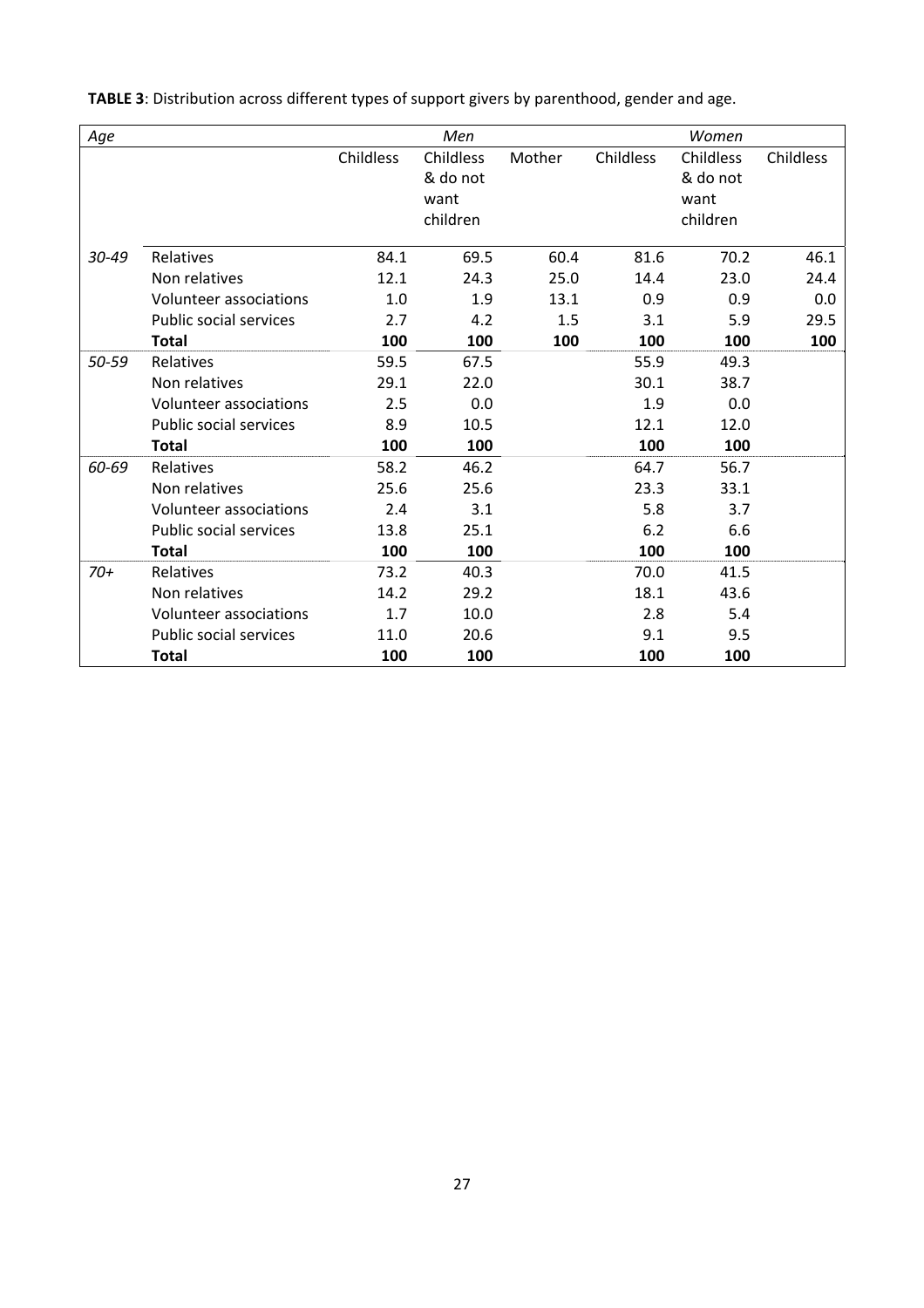**TABLE 3**: Distribution across different types of support givers by parenthood, gender and age.

| *Age* | | *Men* | | | *Women* | | |
|---|---|---|---|---|---|---|---|
| | | Childless | Childless & do not want children | Mother | Childless | Childless & do not want children | Childless |
| *30-49* | Relatives | 84.1 | 69.5 | 60.4 | 81.6 | 70.2 | 46.1 |
| | Non relatives | 12.1 | 24.3 | 25.0 | 14.4 | 23.0 | 24.4 |
| | Volunteer associations | 1.0 | 1.9 | 13.1 | 0.9 | 0.9 | 0.0 |
| | Public social services | 2.7 | 4.2 | 1.5 | 3.1 | 5.9 | 29.5 |
| | **Total** | **100** | **100** | **100** | **100** | **100** | **100** |
| *50-59* | Relatives | 59.5 | 67.5 | | 55.9 | 49.3 | |
| | Non relatives | 29.1 | 22.0 | | 30.1 | 38.7 | |
| | Volunteer associations | 2.5 | 0.0 | | 1.9 | 0.0 | |
| | Public social services | 8.9 | 10.5 | | 12.1 | 12.0 | |
| | **Total** | **100** | **100** | | **100** | **100** | |
| *60-69* | Relatives | 58.2 | 46.2 | | 64.7 | 56.7 | |
| | Non relatives | 25.6 | 25.6 | | 23.3 | 33.1 | |
| | Volunteer associations | 2.4 | 3.1 | | 5.8 | 3.7 | |
| | Public social services | 13.8 | 25.1 | | 6.2 | 6.6 | |
| | **Total** | **100** | **100** | | **100** | **100** | |
| *70+* | Relatives | 73.2 | 40.3 | | 70.0 | 41.5 | |
| | Non relatives | 14.2 | 29.2 | | 18.1 | 43.6 | |
| | Volunteer associations | 1.7 | 10.0 | | 2.8 | 5.4 | |
| | Public social services | 11.0 | 20.6 | | 9.1 | 9.5 | |
| | **Total** | **100** | **100** | | **100** | **100** | |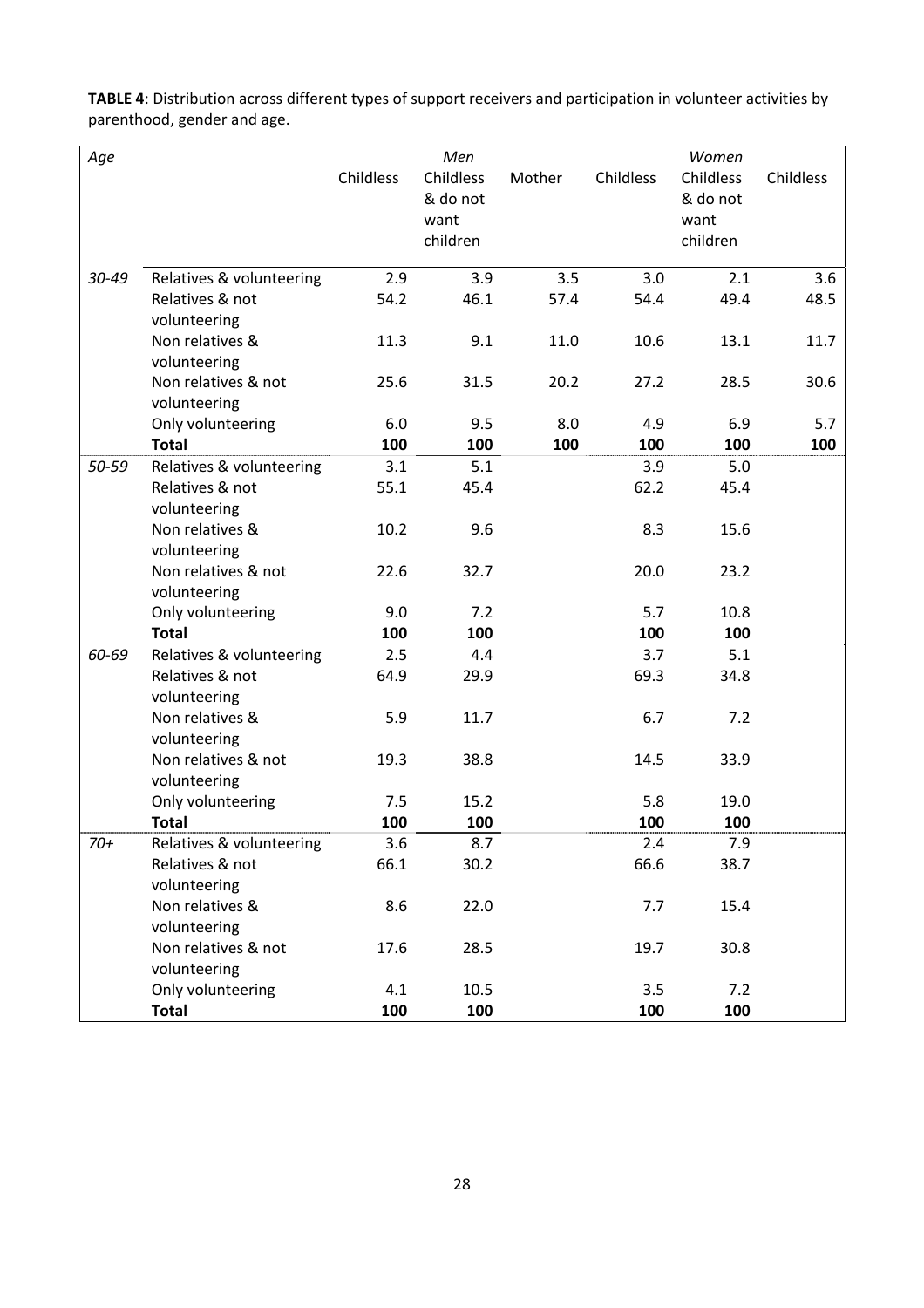**TABLE 4**: Distribution across different types of support receivers and participation in volunteer activities by parenthood, gender and age.

| *Age* | | *Men* | | | *Women* | | |
|---|---|---|---|---|---|---|---|
| | | Childless | Childless & do not want children | Mother | Childless | Childless & do not want children | Childless |
| *30-49* | Relatives & volunteering | 2.9 | 3.9 | 3.5 | 3.0 | 2.1 | 3.6 |
| | Relatives & not volunteering | 54.2 | 46.1 | 57.4 | 54.4 | 49.4 | 48.5 |
| | Non relatives & volunteering | 11.3 | 9.1 | 11.0 | 10.6 | 13.1 | 11.7 |
| | Non relatives & not volunteering | 25.6 | 31.5 | 20.2 | 27.2 | 28.5 | 30.6 |
| | Only volunteering | 6.0 | 9.5 | 8.0 | 4.9 | 6.9 | 5.7 |
| | **Total** | **100** | **100** | **100** | **100** | **100** | **100** |
| *50-59* | Relatives & volunteering | 3.1 | 5.1 | | 3.9 | 5.0 | |
| | Relatives & not volunteering | 55.1 | 45.4 | | 62.2 | 45.4 | |
| | Non relatives & volunteering | 10.2 | 9.6 | | 8.3 | 15.6 | |
| | Non relatives & not volunteering | 22.6 | 32.7 | | 20.0 | 23.2 | |
| | Only volunteering | 9.0 | 7.2 | | 5.7 | 10.8 | |
| | **Total** | **100** | **100** | | **100** | **100** | |
| *60-69* | Relatives & volunteering | 2.5 | 4.4 | | 3.7 | 5.1 | |
| | Relatives & not volunteering | 64.9 | 29.9 | | 69.3 | 34.8 | |
| | Non relatives & volunteering | 5.9 | 11.7 | | 6.7 | 7.2 | |
| | Non relatives & not volunteering | 19.3 | 38.8 | | 14.5 | 33.9 | |
| | Only volunteering | 7.5 | 15.2 | | 5.8 | 19.0 | |
| | **Total** | **100** | **100** | | **100** | **100** | |
| *70+* | Relatives & volunteering | 3.6 | 8.7 | | 2.4 | 7.9 | |
| | Relatives & not volunteering | 66.1 | 30.2 | | 66.6 | 38.7 | |
| | Non relatives & volunteering | 8.6 | 22.0 | | 7.7 | 15.4 | |
| | Non relatives & not volunteering | 17.6 | 28.5 | | 19.7 | 30.8 | |
| | Only volunteering | 4.1 | 10.5 | | 3.5 | 7.2 | |
| | **Total** | **100** | **100** | | **100** | **100** | |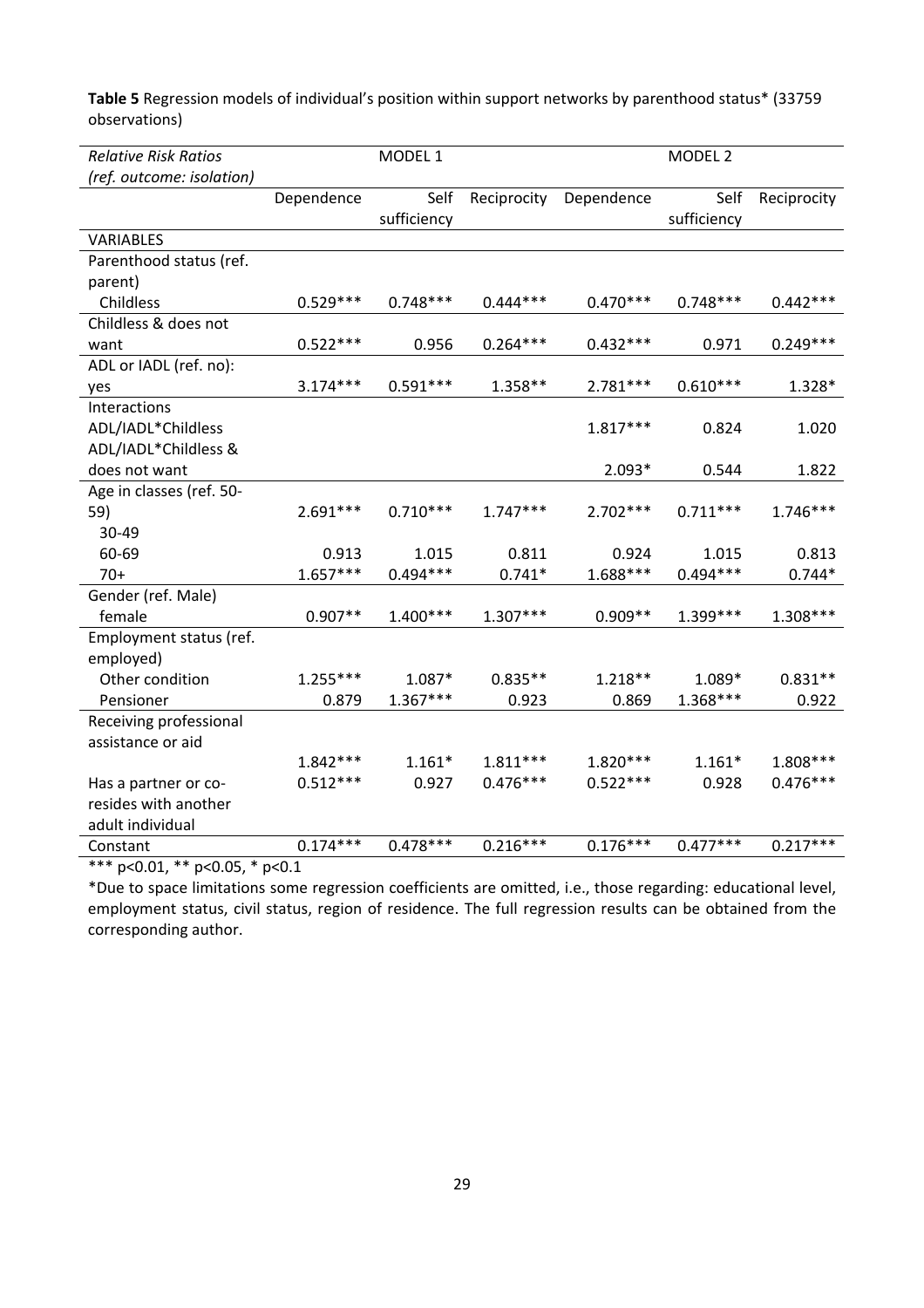**Table 5** Regression models of individual's position within support networks by parenthood status* (33759 observations)

| *Relative Risk Ratios (ref. outcome: isolation)* | MODEL 1 | | | MODEL 2 | | |
|---|---|---|---|---|---|---|
| | Dependence | Self sufficiency | Reciprocity | Dependence | Self sufficiency | Reciprocity |
| VARIABLES | | | | | | |
| Parenthood status (ref. parent) | | | | | | |
| Childless | 0.529*** | 0.748*** | 0.444*** | 0.470*** | 0.748*** | 0.442*** |
| Childless & does not want | 0.522*** | 0.956 | 0.264*** | 0.432*** | 0.971 | 0.249*** |
| ADL or IADL (ref. no): yes | 3.174*** | 0.591*** | 1.358** | 2.781*** | 0.610*** | 1.328* |
| Interactions | | | | | | |
| ADL/IADL*Childless | | | | 1.817*** | 0.824 | 1.020 |
| ADL/IADL*Childless & does not want | | | | 2.093* | 0.544 | 1.822 |
| Age in classes (ref. 50-59) | | | | | | |
| 30-49 | 2.691*** | 0.710*** | 1.747*** | 2.702*** | 0.711*** | 1.746*** |
| 60-69 | 0.913 | 1.015 | 0.811 | 0.924 | 1.015 | 0.813 |
| 70+ | 1.657*** | 0.494*** | 0.741* | 1.688*** | 0.494*** | 0.744* |
| Gender (ref. Male) | | | | | | |
| female | 0.907** | 1.400*** | 1.307*** | 0.909** | 1.399*** | 1.308*** |
| Employment status (ref. employed) | | | | | | |
| Other condition | 1.255*** | 1.087* | 0.835** | 1.218** | 1.089* | 0.831** |
| Pensioner | 0.879 | 1.367*** | 0.923 | 0.869 | 1.368*** | 0.922 |
| Receiving professional assistance or aid | 1.842*** | 1.161* | 1.811*** | 1.820*** | 1.161* | 1.808*** |
| Has a partner or co-resides with another adult individual | 0.512*** | 0.927 | 0.476*** | 0.522*** | 0.928 | 0.476*** |
| Constant | 0.174*** | 0.478*** | 0.216*** | 0.176*** | 0.477*** | 0.217*** |

*** p<0.01, ** p<0.05, * p<0.1

*Due to space limitations some regression coefficients are omitted, i.e., those regarding: educational level, employment status, civil status, region of residence. The full regression results can be obtained from the corresponding author.